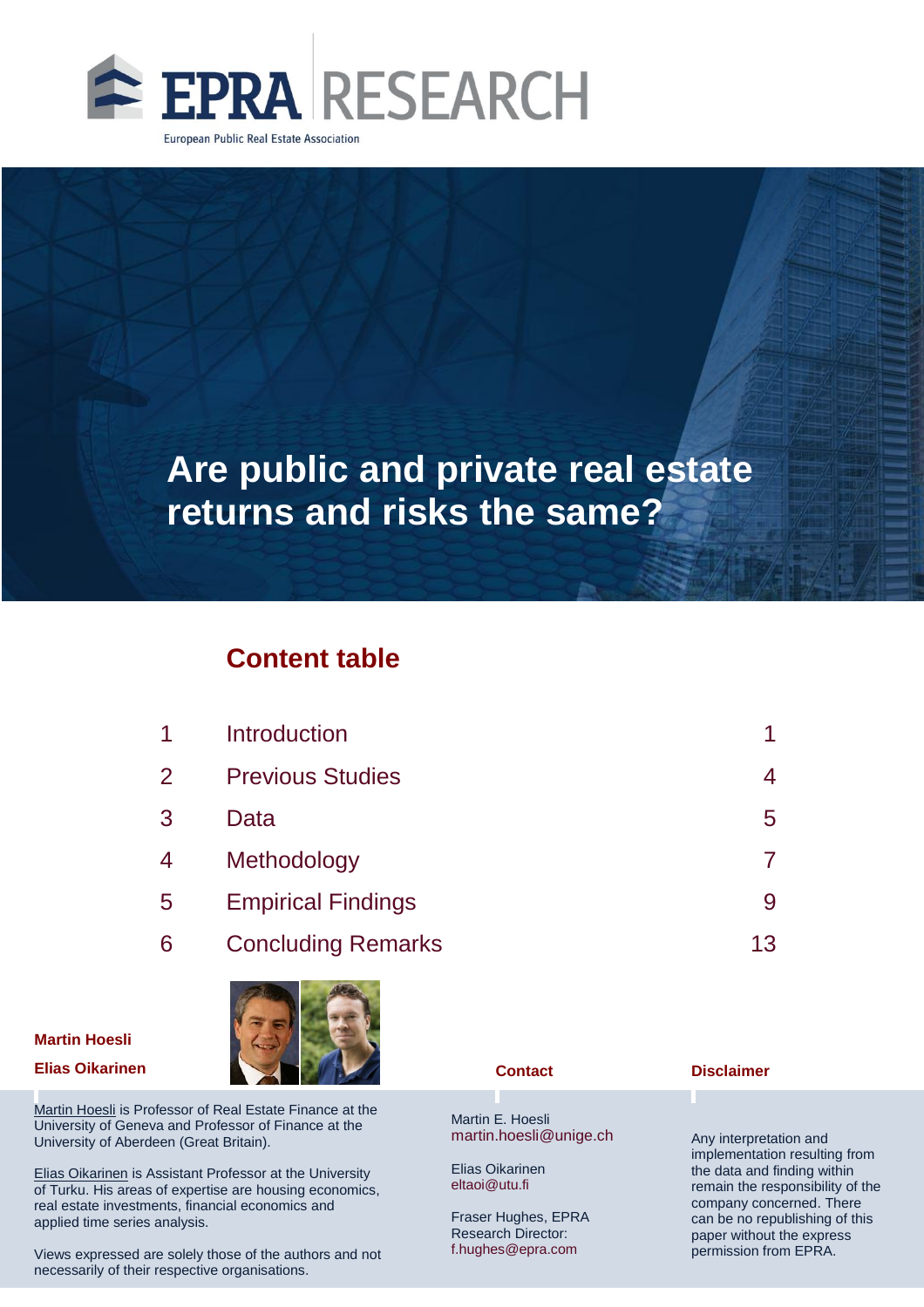EPRA RESEARCH

European Public Real Estate Association

# Are public and private real estate returns and risks the same?

## Content table

| | | |
|---|---|---|
| 1 | Introduction | 1 |
| 2 | Previous Studies | 4 |
| 3 | Data | 5 |
| 4 | Methodology | 7 |
| 5 | Empirical Findings | 9 |
| 6 | Concluding Remarks | 13 |

**Martin Hoesli**

**Elias Oikarinen**

Martin Hoesli is Professor of Real Estate Finance at the University of Geneva and Professor of Finance at the University of Aberdeen (Great Britain).

Elias Oikarinen is Assistant Professor at the University of Turku. His areas of expertise are housing economics, real estate investments, financial economics and applied time series analysis.

Views expressed are solely those of the authors and not necessarily of their respective organisations.

**Contact**

Martin E. Hoesli
martin.hoesli@unige.ch

Elias Oikarinen
eltaoi@utu.fi

Fraser Hughes, EPRA Research Director:
f.hughes@epra.com

**Disclaimer**

Any interpretation and implementation resulting from the data and finding within remain the responsibility of the company concerned. There can be no republishing of this paper without the express permission from EPRA.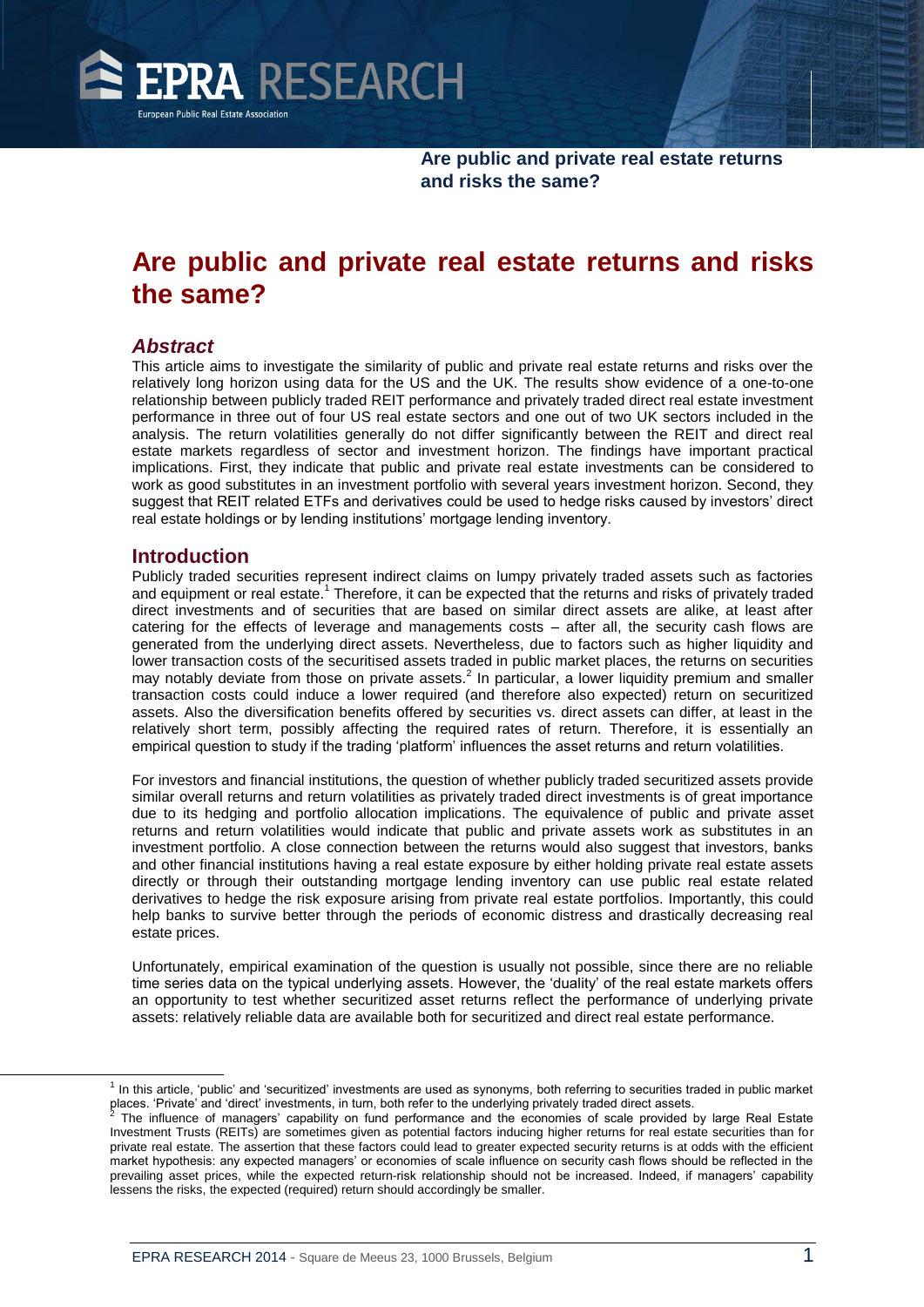# Are public and private real estate returns and risks the same?

### *Abstract*

This article aims to investigate the similarity of public and private real estate returns and risks over the relatively long horizon using data for the US and the UK. The results show evidence of a one-to-one relationship between publicly traded REIT performance and privately traded direct real estate investment performance in three out of four US real estate sectors and one out of two UK sectors included in the analysis. The return volatilities generally do not differ significantly between the REIT and direct real estate markets regardless of sector and investment horizon. The findings have important practical implications. First, they indicate that public and private real estate investments can be considered to work as good substitutes in an investment portfolio with several years investment horizon. Second, they suggest that REIT related ETFs and derivatives could be used to hedge risks caused by investors' direct real estate holdings or by lending institutions' mortgage lending inventory.

## Introduction

Publicly traded securities represent indirect claims on lumpy privately traded assets such as factories and equipment or real estate.[1] Therefore, it can be expected that the returns and risks of privately traded direct investments and of securities that are based on similar direct assets are alike, at least after catering for the effects of leverage and managements costs – after all, the security cash flows are generated from the underlying direct assets. Nevertheless, due to factors such as higher liquidity and lower transaction costs of the securitised assets traded in public market places, the returns on securities may notably deviate from those on private assets.[2] In particular, a lower liquidity premium and smaller transaction costs could induce a lower required (and therefore also expected) return on securitized assets. Also the diversification benefits offered by securities vs. direct assets can differ, at least in the relatively short term, possibly affecting the required rates of return. Therefore, it is essentially an empirical question to study if the trading 'platform' influences the asset returns and return volatilities.

For investors and financial institutions, the question of whether publicly traded securitized assets provide similar overall returns and return volatilities as privately traded direct investments is of great importance due to its hedging and portfolio allocation implications. The equivalence of public and private asset returns and return volatilities would indicate that public and private assets work as substitutes in an investment portfolio. A close connection between the returns would also suggest that investors, banks and other financial institutions having a real estate exposure by either holding private real estate assets directly or through their outstanding mortgage lending inventory can use public real estate related derivatives to hedge the risk exposure arising from private real estate portfolios. Importantly, this could help banks to survive better through the periods of economic distress and drastically decreasing real estate prices.

Unfortunately, empirical examination of the question is usually not possible, since there are no reliable time series data on the typical underlying assets. However, the 'duality' of the real estate markets offers an opportunity to test whether securitized asset returns reflect the performance of underlying private assets: relatively reliable data are available both for securitized and direct real estate performance.

---

[1] In this article, 'public' and 'securitized' investments are used as synonyms, both referring to securities traded in public market places. 'Private' and 'direct' investments, in turn, both refer to the underlying privately traded direct assets.

[2] The influence of managers' capability on fund performance and the economies of scale provided by large Real Estate Investment Trusts (REITs) are sometimes given as potential factors inducing higher returns for real estate securities than for private real estate. The assertion that these factors could lead to greater expected security returns is at odds with the efficient market hypothesis: any expected managers' or economies of scale influence on security cash flows should be reflected in the prevailing asset prices, while the expected return-risk relationship should not be increased. Indeed, if managers' capability lessens the risks, the expected (required) return should accordingly be smaller.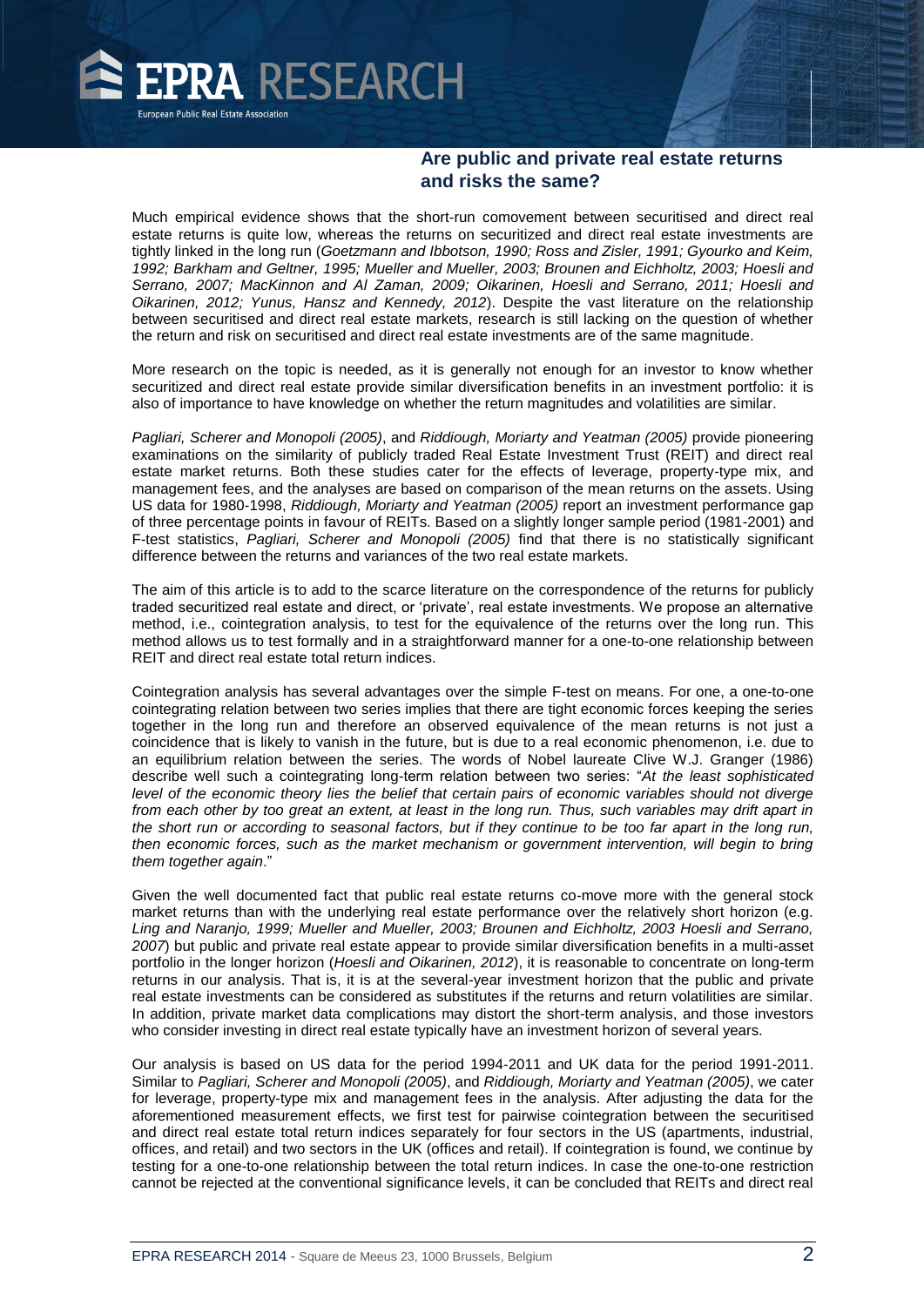## Are public and private real estate returns and risks the same?

Much empirical evidence shows that the short-run comovement between securitised and direct real estate returns is quite low, whereas the returns on securitized and direct real estate investments are tightly linked in the long run (*Goetzmann and Ibbotson, 1990; Ross and Zisler, 1991; Gyourko and Keim, 1992; Barkham and Geltner, 1995; Mueller and Mueller, 2003; Brounen and Eichholtz, 2003; Hoesli and Serrano, 2007; MacKinnon and Al Zaman, 2009; Oikarinen, Hoesli and Serrano, 2011; Hoesli and Oikarinen, 2012; Yunus, Hansz and Kennedy, 2012*). Despite the vast literature on the relationship between securitised and direct real estate markets, research is still lacking on the question of whether the return and risk on securitised and direct real estate investments are of the same magnitude.

More research on the topic is needed, as it is generally not enough for an investor to know whether securitized and direct real estate provide similar diversification benefits in an investment portfolio: it is also of importance to have knowledge on whether the return magnitudes and volatilities are similar.

*Pagliari, Scherer and Monopoli (2005)*, and *Riddiough, Moriarty and Yeatman (2005)* provide pioneering examinations on the similarity of publicly traded Real Estate Investment Trust (REIT) and direct real estate market returns. Both these studies cater for the effects of leverage, property-type mix, and management fees, and the analyses are based on comparison of the mean returns on the assets. Using US data for 1980-1998, *Riddiough, Moriarty and Yeatman (2005)* report an investment performance gap of three percentage points in favour of REITs. Based on a slightly longer sample period (1981-2001) and F-test statistics, *Pagliari, Scherer and Monopoli (2005)* find that there is no statistically significant difference between the returns and variances of the two real estate markets.

The aim of this article is to add to the scarce literature on the correspondence of the returns for publicly traded securitized real estate and direct, or 'private', real estate investments. We propose an alternative method, i.e., cointegration analysis, to test for the equivalence of the returns over the long run. This method allows us to test formally and in a straightforward manner for a one-to-one relationship between REIT and direct real estate total return indices.

Cointegration analysis has several advantages over the simple F-test on means. For one, a one-to-one cointegrating relation between two series implies that there are tight economic forces keeping the series together in the long run and therefore an observed equivalence of the mean returns is not just a coincidence that is likely to vanish in the future, but is due to a real economic phenomenon, i.e. due to an equilibrium relation between the series. The words of Nobel laureate Clive W.J. Granger (1986) describe well such a cointegrating long-term relation between two series: "*At the least sophisticated level of the economic theory lies the belief that certain pairs of economic variables should not diverge from each other by too great an extent, at least in the long run. Thus, such variables may drift apart in the short run or according to seasonal factors, but if they continue to be too far apart in the long run, then economic forces, such as the market mechanism or government intervention, will begin to bring them together again*."

Given the well documented fact that public real estate returns co-move more with the general stock market returns than with the underlying real estate performance over the relatively short horizon (e.g. *Ling and Naranjo, 1999; Mueller and Mueller, 2003; Brounen and Eichholtz, 2003 Hoesli and Serrano, 2007*) but public and private real estate appear to provide similar diversification benefits in a multi-asset portfolio in the longer horizon (*Hoesli and Oikarinen, 2012*), it is reasonable to concentrate on long-term returns in our analysis. That is, it is at the several-year investment horizon that the public and private real estate investments can be considered as substitutes if the returns and return volatilities are similar. In addition, private market data complications may distort the short-term analysis, and those investors who consider investing in direct real estate typically have an investment horizon of several years.

Our analysis is based on US data for the period 1994-2011 and UK data for the period 1991-2011. Similar to *Pagliari, Scherer and Monopoli (2005)*, and *Riddiough, Moriarty and Yeatman (2005)*, we cater for leverage, property-type mix and management fees in the analysis. After adjusting the data for the aforementioned measurement effects, we first test for pairwise cointegration between the securitised and direct real estate total return indices separately for four sectors in the US (apartments, industrial, offices, and retail) and two sectors in the UK (offices and retail). If cointegration is found, we continue by testing for a one-to-one relationship between the total return indices. In case the one-to-one restriction cannot be rejected at the conventional significance levels, it can be concluded that REITs and direct real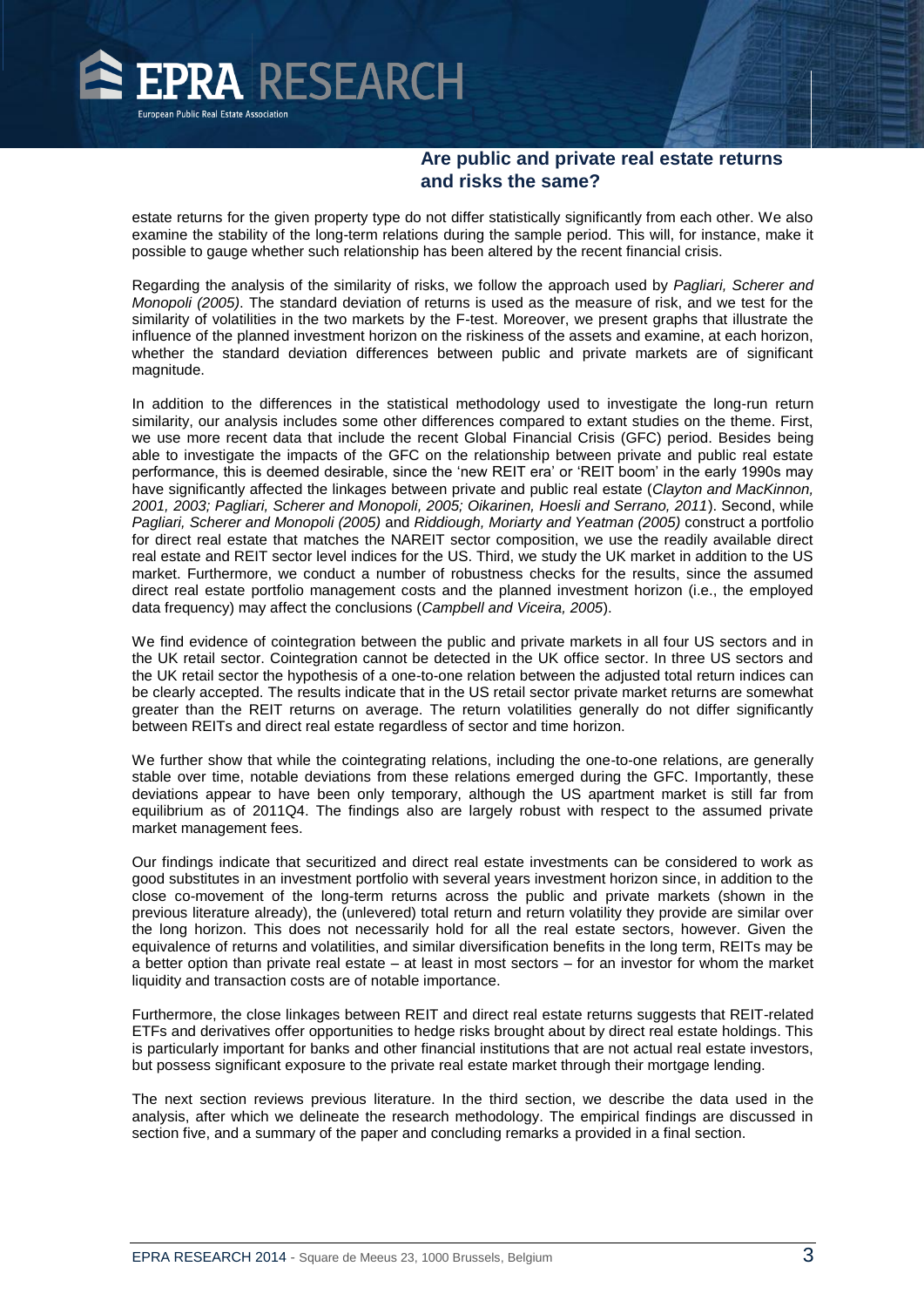estate returns for the given property type do not differ statistically significantly from each other. We also examine the stability of the long-term relations during the sample period. This will, for instance, make it possible to gauge whether such relationship has been altered by the recent financial crisis.

Regarding the analysis of the similarity of risks, we follow the approach used by *Pagliari, Scherer and Monopoli (2005)*. The standard deviation of returns is used as the measure of risk, and we test for the similarity of volatilities in the two markets by the F-test. Moreover, we present graphs that illustrate the influence of the planned investment horizon on the riskiness of the assets and examine, at each horizon, whether the standard deviation differences between public and private markets are of significant magnitude.

In addition to the differences in the statistical methodology used to investigate the long-run return similarity, our analysis includes some other differences compared to extant studies on the theme. First, we use more recent data that include the recent Global Financial Crisis (GFC) period. Besides being able to investigate the impacts of the GFC on the relationship between private and public real estate performance, this is deemed desirable, since the 'new REIT era' or 'REIT boom' in the early 1990s may have significantly affected the linkages between private and public real estate (*Clayton and MacKinnon, 2001, 2003; Pagliari, Scherer and Monopoli, 2005; Oikarinen, Hoesli and Serrano, 2011*). Second, while *Pagliari, Scherer and Monopoli (2005)* and *Riddiough, Moriarty and Yeatman (2005)* construct a portfolio for direct real estate that matches the NAREIT sector composition, we use the readily available direct real estate and REIT sector level indices for the US. Third, we study the UK market in addition to the US market. Furthermore, we conduct a number of robustness checks for the results, since the assumed direct real estate portfolio management costs and the planned investment horizon (i.e., the employed data frequency) may affect the conclusions (*Campbell and Viceira, 2005*).

We find evidence of cointegration between the public and private markets in all four US sectors and in the UK retail sector. Cointegration cannot be detected in the UK office sector. In three US sectors and the UK retail sector the hypothesis of a one-to-one relation between the adjusted total return indices can be clearly accepted. The results indicate that in the US retail sector private market returns are somewhat greater than the REIT returns on average. The return volatilities generally do not differ significantly between REITs and direct real estate regardless of sector and time horizon.

We further show that while the cointegrating relations, including the one-to-one relations, are generally stable over time, notable deviations from these relations emerged during the GFC. Importantly, these deviations appear to have been only temporary, although the US apartment market is still far from equilibrium as of 2011Q4. The findings also are largely robust with respect to the assumed private market management fees.

Our findings indicate that securitized and direct real estate investments can be considered to work as good substitutes in an investment portfolio with several years investment horizon since, in addition to the close co-movement of the long-term returns across the public and private markets (shown in the previous literature already), the (unlevered) total return and return volatility they provide are similar over the long horizon. This does not necessarily hold for all the real estate sectors, however. Given the equivalence of returns and volatilities, and similar diversification benefits in the long term, REITs may be a better option than private real estate – at least in most sectors – for an investor for whom the market liquidity and transaction costs are of notable importance.

Furthermore, the close linkages between REIT and direct real estate returns suggests that REIT-related ETFs and derivatives offer opportunities to hedge risks brought about by direct real estate holdings. This is particularly important for banks and other financial institutions that are not actual real estate investors, but possess significant exposure to the private real estate market through their mortgage lending.

The next section reviews previous literature. In the third section, we describe the data used in the analysis, after which we delineate the research methodology. The empirical findings are discussed in section five, and a summary of the paper and concluding remarks a provided in a final section.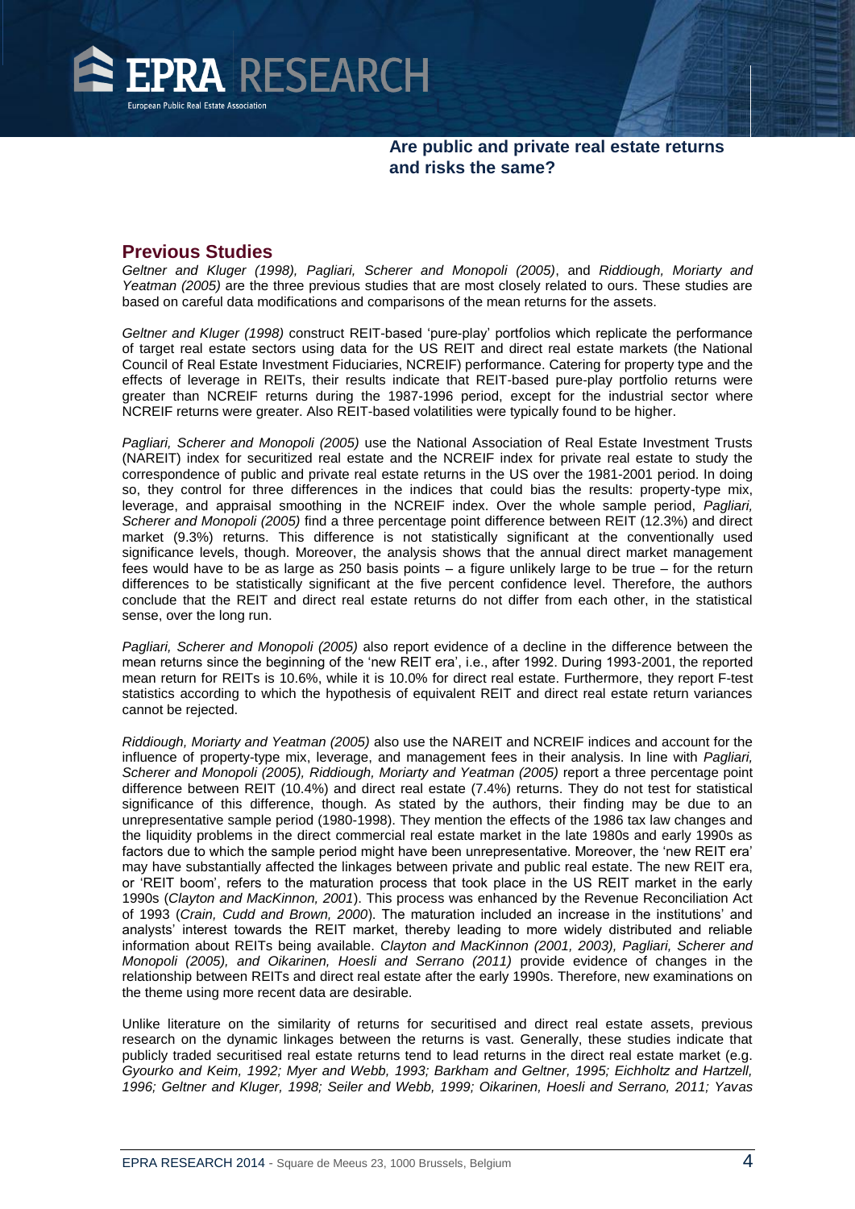## Previous Studies

*Geltner and Kluger (1998), Pagliari, Scherer and Monopoli (2005)*, and *Riddiough, Moriarty and Yeatman (2005)* are the three previous studies that are most closely related to ours. These studies are based on careful data modifications and comparisons of the mean returns for the assets.

*Geltner and Kluger (1998)* construct REIT-based 'pure-play' portfolios which replicate the performance of target real estate sectors using data for the US REIT and direct real estate markets (the National Council of Real Estate Investment Fiduciaries, NCREIF) performance. Catering for property type and the effects of leverage in REITs, their results indicate that REIT-based pure-play portfolio returns were greater than NCREIF returns during the 1987-1996 period, except for the industrial sector where NCREIF returns were greater. Also REIT-based volatilities were typically found to be higher.

*Pagliari, Scherer and Monopoli (2005)* use the National Association of Real Estate Investment Trusts (NAREIT) index for securitized real estate and the NCREIF index for private real estate to study the correspondence of public and private real estate returns in the US over the 1981-2001 period. In doing so, they control for three differences in the indices that could bias the results: property-type mix, leverage, and appraisal smoothing in the NCREIF index. Over the whole sample period, *Pagliari, Scherer and Monopoli (2005)* find a three percentage point difference between REIT (12.3%) and direct market (9.3%) returns. This difference is not statistically significant at the conventionally used significance levels, though. Moreover, the analysis shows that the annual direct market management fees would have to be as large as 250 basis points – a figure unlikely large to be true – for the return differences to be statistically significant at the five percent confidence level. Therefore, the authors conclude that the REIT and direct real estate returns do not differ from each other, in the statistical sense, over the long run.

*Pagliari, Scherer and Monopoli (2005)* also report evidence of a decline in the difference between the mean returns since the beginning of the 'new REIT era', i.e., after 1992. During 1993-2001, the reported mean return for REITs is 10.6%, while it is 10.0% for direct real estate. Furthermore, they report F-test statistics according to which the hypothesis of equivalent REIT and direct real estate return variances cannot be rejected.

*Riddiough, Moriarty and Yeatman (2005)* also use the NAREIT and NCREIF indices and account for the influence of property-type mix, leverage, and management fees in their analysis. In line with *Pagliari, Scherer and Monopoli (2005), Riddiough, Moriarty and Yeatman (2005)* report a three percentage point difference between REIT (10.4%) and direct real estate (7.4%) returns. They do not test for statistical significance of this difference, though. As stated by the authors, their finding may be due to an unrepresentative sample period (1980-1998). They mention the effects of the 1986 tax law changes and the liquidity problems in the direct commercial real estate market in the late 1980s and early 1990s as factors due to which the sample period might have been unrepresentative. Moreover, the 'new REIT era' may have substantially affected the linkages between private and public real estate. The new REIT era, or 'REIT boom', refers to the maturation process that took place in the US REIT market in the early 1990s (*Clayton and MacKinnon, 2001*). This process was enhanced by the Revenue Reconciliation Act of 1993 (*Crain, Cudd and Brown, 2000*). The maturation included an increase in the institutions' and analysts' interest towards the REIT market, thereby leading to more widely distributed and reliable information about REITs being available. *Clayton and MacKinnon (2001, 2003), Pagliari, Scherer and Monopoli (2005), and Oikarinen, Hoesli and Serrano (2011)* provide evidence of changes in the relationship between REITs and direct real estate after the early 1990s. Therefore, new examinations on the theme using more recent data are desirable.

Unlike literature on the similarity of returns for securitised and direct real estate assets, previous research on the dynamic linkages between the returns is vast. Generally, these studies indicate that publicly traded securitised real estate returns tend to lead returns in the direct real estate market (e.g. *Gyourko and Keim, 1992; Myer and Webb, 1993; Barkham and Geltner, 1995; Eichholtz and Hartzell, 1996; Geltner and Kluger, 1998; Seiler and Webb, 1999; Oikarinen, Hoesli and Serrano, 2011; Yavas*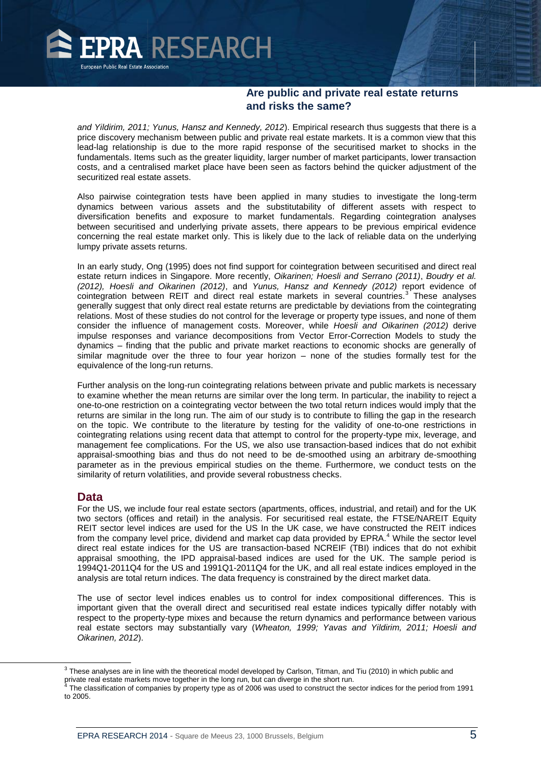*and Yildirim, 2011; Yunus, Hansz and Kennedy, 2012*). Empirical research thus suggests that there is a price discovery mechanism between public and private real estate markets. It is a common view that this lead-lag relationship is due to the more rapid response of the securitised market to shocks in the fundamentals. Items such as the greater liquidity, larger number of market participants, lower transaction costs, and a centralised market place have been seen as factors behind the quicker adjustment of the securitized real estate assets.

Also pairwise cointegration tests have been applied in many studies to investigate the long-term dynamics between various assets and the substitutability of different assets with respect to diversification benefits and exposure to market fundamentals. Regarding cointegration analyses between securitised and underlying private assets, there appears to be previous empirical evidence concerning the real estate market only. This is likely due to the lack of reliable data on the underlying lumpy private assets returns.

In an early study, Ong (1995) does not find support for cointegration between securitised and direct real estate return indices in Singapore. More recently, *Oikarinen; Hoesli and Serrano (2011)*, *Boudry et al. (2012), Hoesli and Oikarinen (2012)*, and *Yunus, Hansz and Kennedy (2012)* report evidence of cointegration between REIT and direct real estate markets in several countries.[3] These analyses generally suggest that only direct real estate returns are predictable by deviations from the cointegrating relations. Most of these studies do not control for the leverage or property type issues, and none of them consider the influence of management costs. Moreover, while *Hoesli and Oikarinen (2012)* derive impulse responses and variance decompositions from Vector Error-Correction Models to study the dynamics – finding that the public and private market reactions to economic shocks are generally of similar magnitude over the three to four year horizon – none of the studies formally test for the equivalence of the long-run returns.

Further analysis on the long-run cointegrating relations between private and public markets is necessary to examine whether the mean returns are similar over the long term. In particular, the inability to reject a one-to-one restriction on a cointegrating vector between the two total return indices would imply that the returns are similar in the long run. The aim of our study is to contribute to filling the gap in the research on the topic. We contribute to the literature by testing for the validity of one-to-one restrictions in cointegrating relations using recent data that attempt to control for the property-type mix, leverage, and management fee complications. For the US, we also use transaction-based indices that do not exhibit appraisal-smoothing bias and thus do not need to be de-smoothed using an arbitrary de-smoothing parameter as in the previous empirical studies on the theme. Furthermore, we conduct tests on the similarity of return volatilities, and provide several robustness checks.

## Data

For the US, we include four real estate sectors (apartments, offices, industrial, and retail) and for the UK two sectors (offices and retail) in the analysis. For securitised real estate, the FTSE/NAREIT Equity REIT sector level indices are used for the US In the UK case, we have constructed the REIT indices from the company level price, dividend and market cap data provided by EPRA.[4] While the sector level direct real estate indices for the US are transaction-based NCREIF (TBI) indices that do not exhibit appraisal smoothing, the IPD appraisal-based indices are used for the UK. The sample period is 1994Q1-2011Q4 for the US and 1991Q1-2011Q4 for the UK, and all real estate indices employed in the analysis are total return indices. The data frequency is constrained by the direct market data.

The use of sector level indices enables us to control for index compositional differences. This is important given that the overall direct and securitised real estate indices typically differ notably with respect to the property-type mixes and because the return dynamics and performance between various real estate sectors may substantially vary (*Wheaton, 1999; Yavas and Yildirim, 2011; Hoesli and Oikarinen, 2012*).

---

[3] These analyses are in line with the theoretical model developed by Carlson, Titman, and Tiu (2010) in which public and private real estate markets move together in the long run, but can diverge in the short run.

[4] The classification of companies by property type as of 2006 was used to construct the sector indices for the period from 1991 to 2005.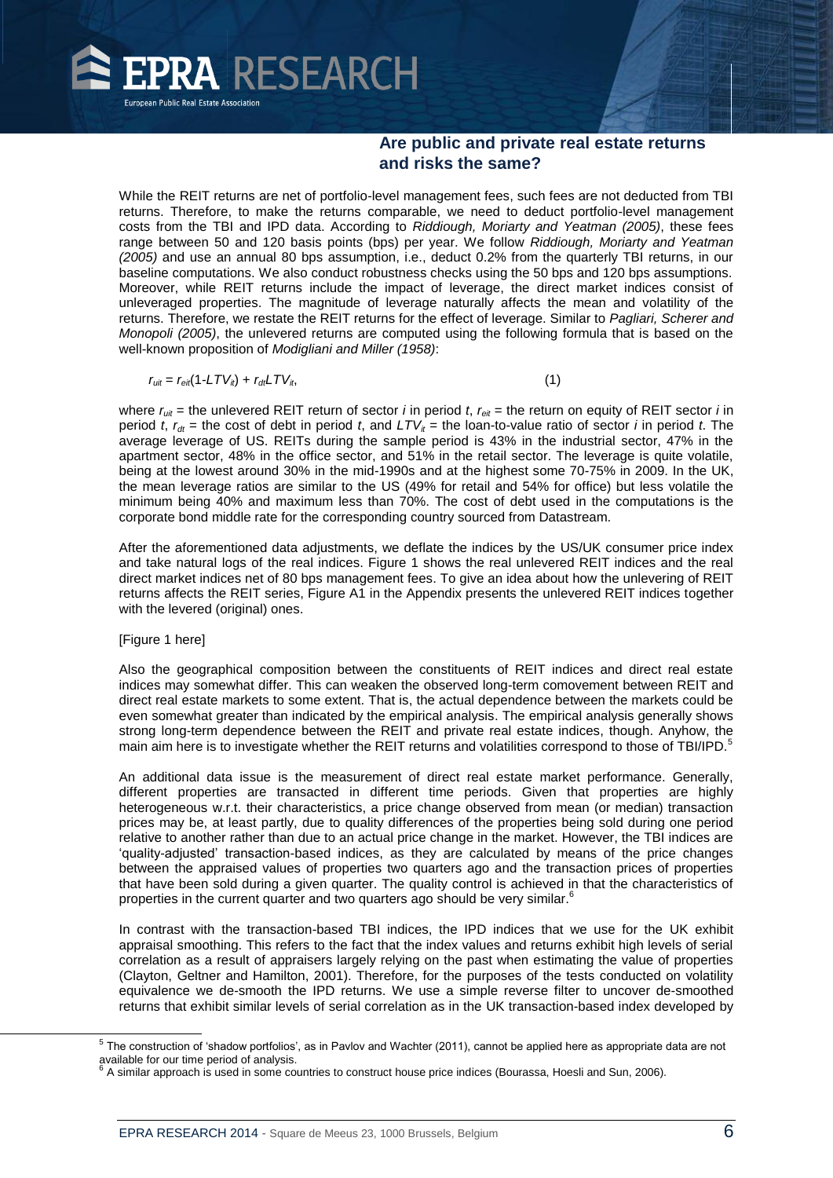While the REIT returns are net of portfolio-level management fees, such fees are not deducted from TBI returns. Therefore, to make the returns comparable, we need to deduct portfolio-level management costs from the TBI and IPD data. According to *Riddiough, Moriarty and Yeatman (2005)*, these fees range between 50 and 120 basis points (bps) per year. We follow *Riddiough, Moriarty and Yeatman (2005)* and use an annual 80 bps assumption, i.e., deduct 0.2% from the quarterly TBI returns, in our baseline computations. We also conduct robustness checks using the 50 bps and 120 bps assumptions. Moreover, while REIT returns include the impact of leverage, the direct market indices consist of unleveraged properties. The magnitude of leverage naturally affects the mean and volatility of the returns. Therefore, we restate the REIT returns for the effect of leverage. Similar to *Pagliari, Scherer and Monopoli (2005)*, the unlevered returns are computed using the following formula that is based on the well-known proposition of *Modigliani and Miller (1958)*:

$$r_{uit} = r_{eit}(1 - LTV_{it}) + r_{dt}LTV_{it}, \quad (1)$$

where $r_{uit}$ = the unlevered REIT return of sector $i$ in period $t$, $r_{eit}$ = the return on equity of REIT sector $i$ in period $t$, $r_{dt}$ = the cost of debt in period $t$, and $LTV_{it}$ = the loan-to-value ratio of sector $i$ in period $t$. The average leverage of US. REITs during the sample period is 43% in the industrial sector, 47% in the apartment sector, 48% in the office sector, and 51% in the retail sector. The leverage is quite volatile, being at the lowest around 30% in the mid-1990s and at the highest some 70-75% in 2009. In the UK, the mean leverage ratios are similar to the US (49% for retail and 54% for office) but less volatile the minimum being 40% and maximum less than 70%. The cost of debt used in the computations is the corporate bond middle rate for the corresponding country sourced from Datastream.

After the aforementioned data adjustments, we deflate the indices by the US/UK consumer price index and take natural logs of the real indices. Figure 1 shows the real unlevered REIT indices and the real direct market indices net of 80 bps management fees. To give an idea about how the unlevering of REIT returns affects the REIT series, Figure A1 in the Appendix presents the unlevered REIT indices together with the levered (original) ones.

[Figure 1 here]

Also the geographical composition between the constituents of REIT indices and direct real estate indices may somewhat differ. This can weaken the observed long-term comovement between REIT and direct real estate markets to some extent. That is, the actual dependence between the markets could be even somewhat greater than indicated by the empirical analysis. The empirical analysis generally shows strong long-term dependence between the REIT and private real estate indices, though. Anyhow, the main aim here is to investigate whether the REIT returns and volatilities correspond to those of TBI/IPD.[5]

An additional data issue is the measurement of direct real estate market performance. Generally, different properties are transacted in different time periods. Given that properties are highly heterogeneous w.r.t. their characteristics, a price change observed from mean (or median) transaction prices may be, at least partly, due to quality differences of the properties being sold during one period relative to another rather than due to an actual price change in the market. However, the TBI indices are 'quality-adjusted' transaction-based indices, as they are calculated by means of the price changes between the appraised values of properties two quarters ago and the transaction prices of properties that have been sold during a given quarter. The quality control is achieved in that the characteristics of properties in the current quarter and two quarters ago should be very similar.[6]

In contrast with the transaction-based TBI indices, the IPD indices that we use for the UK exhibit appraisal smoothing. This refers to the fact that the index values and returns exhibit high levels of serial correlation as a result of appraisers largely relying on the past when estimating the value of properties (Clayton, Geltner and Hamilton, 2001). Therefore, for the purposes of the tests conducted on volatility equivalence we de-smooth the IPD returns. We use a simple reverse filter to uncover de-smoothed returns that exhibit similar levels of serial correlation as in the UK transaction-based index developed by

[5] The construction of 'shadow portfolios', as in Pavlov and Wachter (2011), cannot be applied here as appropriate data are not available for our time period of analysis.

[6] A similar approach is used in some countries to construct house price indices (Bourassa, Hoesli and Sun, 2006).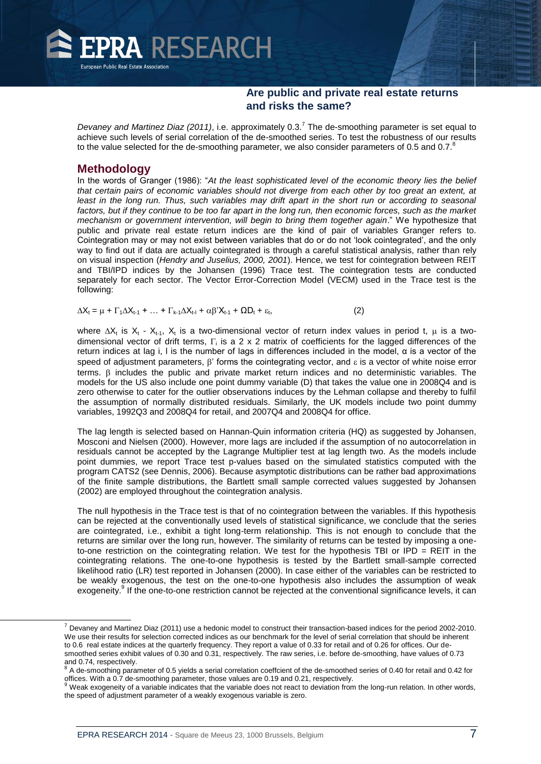*Devaney and Martinez Diaz (2011)*, i.e. approximately 0.3.[7] The de-smoothing parameter is set equal to achieve such levels of serial correlation of the de-smoothed series. To test the robustness of our results to the value selected for the de-smoothing parameter, we also consider parameters of 0.5 and 0.7.[8]

## Methodology

In the words of Granger (1986): "*At the least sophisticated level of the economic theory lies the belief that certain pairs of economic variables should not diverge from each other by too great an extent, at least in the long run. Thus, such variables may drift apart in the short run or according to seasonal factors, but if they continue to be too far apart in the long run, then economic forces, such as the market mechanism or government intervention, will begin to bring them together again*." We hypothesize that public and private real estate return indices are the kind of pair of variables Granger refers to. Cointegration may or may not exist between variables that do or do not 'look cointegrated', and the only way to find out if data are actually cointegrated is through a careful statistical analysis, rather than rely on visual inspection (*Hendry and Juselius, 2000, 2001*). Hence, we test for cointegration between REIT and TBI/IPD indices by the Johansen (1996) Trace test. The cointegration tests are conducted separately for each sector. The Vector Error-Correction Model (VECM) used in the Trace test is the following:

$$\Delta X_t = \mu + \Gamma_1 \Delta X_{t-1} + \ldots + \Gamma_{k-1} \Delta X_{t-l} + \alpha\beta' X_{t-1} + \Omega D_t + \varepsilon_t, \qquad (2)$$

where $\Delta X_t$ is $X_t$ - $X_{t-1}$, $X_t$ is a two-dimensional vector of return index values in period t, $\mu$ is a two-dimensional vector of drift terms, $\Gamma_i$ is a 2 x 2 matrix of coefficients for the lagged differences of the return indices at lag i, l is the number of lags in differences included in the model, $\alpha$ is a vector of the speed of adjustment parameters, $\beta'$ forms the cointegrating vector, and $\varepsilon$ is a vector of white noise error terms. $\beta$ includes the public and private market return indices and no deterministic variables. The models for the US also include one point dummy variable (D) that takes the value one in 2008Q4 and is zero otherwise to cater for the outlier observations induces by the Lehman collapse and thereby to fulfil the assumption of normally distributed residuals. Similarly, the UK models include two point dummy variables, 1992Q3 and 2008Q4 for retail, and 2007Q4 and 2008Q4 for office.

The lag length is selected based on Hannan-Quin information criteria (HQ) as suggested by Johansen, Mosconi and Nielsen (2000). However, more lags are included if the assumption of no autocorrelation in residuals cannot be accepted by the Lagrange Multiplier test at lag length two. As the models include point dummies, we report Trace test p-values based on the simulated statistics computed with the program CATS2 (see Dennis, 2006). Because asymptotic distributions can be rather bad approximations of the finite sample distributions, the Bartlett small sample corrected values suggested by Johansen (2002) are employed throughout the cointegration analysis.

The null hypothesis in the Trace test is that of no cointegration between the variables. If this hypothesis can be rejected at the conventionally used levels of statistical significance, we conclude that the series are cointegrated, i.e., exhibit a tight long-term relationship. This is not enough to conclude that the returns are similar over the long run, however. The similarity of returns can be tested by imposing a one-to-one restriction on the cointegrating relation. We test for the hypothesis TBI or IPD = REIT in the cointegrating relations. The one-to-one hypothesis is tested by the Bartlett small-sample corrected likelihood ratio (LR) test reported in Johansen (2000). In case either of the variables can be restricted to be weakly exogenous, the test on the one-to-one hypothesis also includes the assumption of weak exogeneity.[9] If the one-to-one restriction cannot be rejected at the conventional significance levels, it can

---

[7] Devaney and Martinez Diaz (2011) use a hedonic model to construct their transaction-based indices for the period 2002-2010. We use their results for selection corrected indices as our benchmark for the level of serial correlation that should be inherent to 0.6 real estate indices at the quarterly frequency. They report a value of 0.33 for retail and of 0.26 for offices. Our de-smoothed series exhibit values of 0.30 and 0.31, respectively. The raw series, i.e. before de-smoothing, have values of 0.73 and 0.74, respectively.

[8] A de-smoothing parameter of 0.5 yields a serial correlation coeffcient of the de-smoothed series of 0.40 for retail and 0.42 for offices. With a 0.7 de-smoothing parameter, those values are 0.19 and 0.21, respectively.

[9] Weak exogeneity of a variable indicates that the variable does not react to deviation from the long-run relation. In other words, the speed of adjustment parameter of a weakly exogenous variable is zero.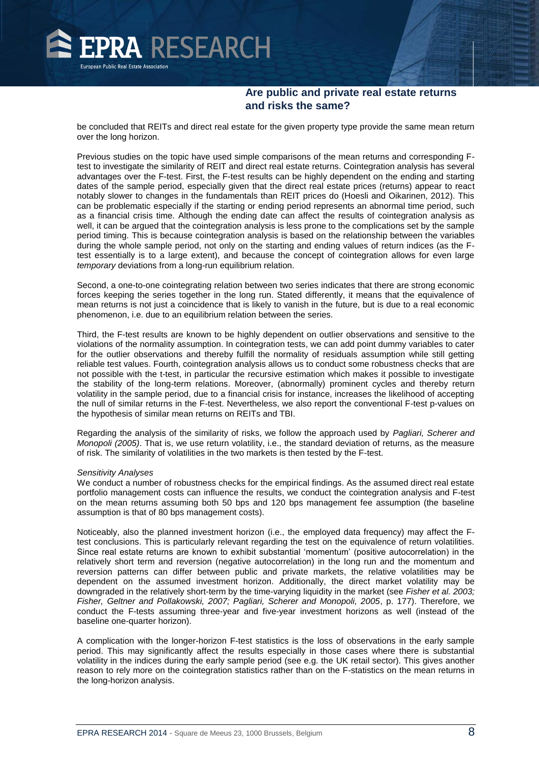be concluded that REITs and direct real estate for the given property type provide the same mean return over the long horizon.

Previous studies on the topic have used simple comparisons of the mean returns and corresponding F-test to investigate the similarity of REIT and direct real estate returns. Cointegration analysis has several advantages over the F-test. First, the F-test results can be highly dependent on the ending and starting dates of the sample period, especially given that the direct real estate prices (returns) appear to react notably slower to changes in the fundamentals than REIT prices do (Hoesli and Oikarinen, 2012). This can be problematic especially if the starting or ending period represents an abnormal time period, such as a financial crisis time. Although the ending date can affect the results of cointegration analysis as well, it can be argued that the cointegration analysis is less prone to the complications set by the sample period timing. This is because cointegration analysis is based on the relationship between the variables during the whole sample period, not only on the starting and ending values of return indices (as the F-test essentially is to a large extent), and because the concept of cointegration allows for even large *temporary* deviations from a long-run equilibrium relation.

Second, a one-to-one cointegrating relation between two series indicates that there are strong economic forces keeping the series together in the long run. Stated differently, it means that the equivalence of mean returns is not just a coincidence that is likely to vanish in the future, but is due to a real economic phenomenon, i.e. due to an equilibrium relation between the series.

Third, the F-test results are known to be highly dependent on outlier observations and sensitive to the violations of the normality assumption. In cointegration tests, we can add point dummy variables to cater for the outlier observations and thereby fulfill the normality of residuals assumption while still getting reliable test values. Fourth, cointegration analysis allows us to conduct some robustness checks that are not possible with the t-test, in particular the recursive estimation which makes it possible to investigate the stability of the long-term relations. Moreover, (abnormally) prominent cycles and thereby return volatility in the sample period, due to a financial crisis for instance, increases the likelihood of accepting the null of similar returns in the F-test. Nevertheless, we also report the conventional F-test p-values on the hypothesis of similar mean returns on REITs and TBI.

Regarding the analysis of the similarity of risks, we follow the approach used by *Pagliari, Scherer and Monopoli (2005)*. That is, we use return volatility, i.e., the standard deviation of returns, as the measure of risk. The similarity of volatilities in the two markets is then tested by the F-test.

*Sensitivity Analyses*

We conduct a number of robustness checks for the empirical findings. As the assumed direct real estate portfolio management costs can influence the results, we conduct the cointegration analysis and F-test on the mean returns assuming both 50 bps and 120 bps management fee assumption (the baseline assumption is that of 80 bps management costs).

Noticeably, also the planned investment horizon (i.e., the employed data frequency) may affect the F-test conclusions. This is particularly relevant regarding the test on the equivalence of return volatilities. Since real estate returns are known to exhibit substantial 'momentum' (positive autocorrelation) in the relatively short term and reversion (negative autocorrelation) in the long run and the momentum and reversion patterns can differ between public and private markets, the relative volatilities may be dependent on the assumed investment horizon. Additionally, the direct market volatility may be downgraded in the relatively short-term by the time-varying liquidity in the market (see *Fisher et al. 2003; Fisher, Geltner and Pollakowski, 2007; Pagliari, Scherer and Monopoli, 2005*, p. 177). Therefore, we conduct the F-tests assuming three-year and five-year investment horizons as well (instead of the baseline one-quarter horizon).

A complication with the longer-horizon F-test statistics is the loss of observations in the early sample period. This may significantly affect the results especially in those cases where there is substantial volatility in the indices during the early sample period (see e.g. the UK retail sector). This gives another reason to rely more on the cointegration statistics rather than on the F-statistics on the mean returns in the long-horizon analysis.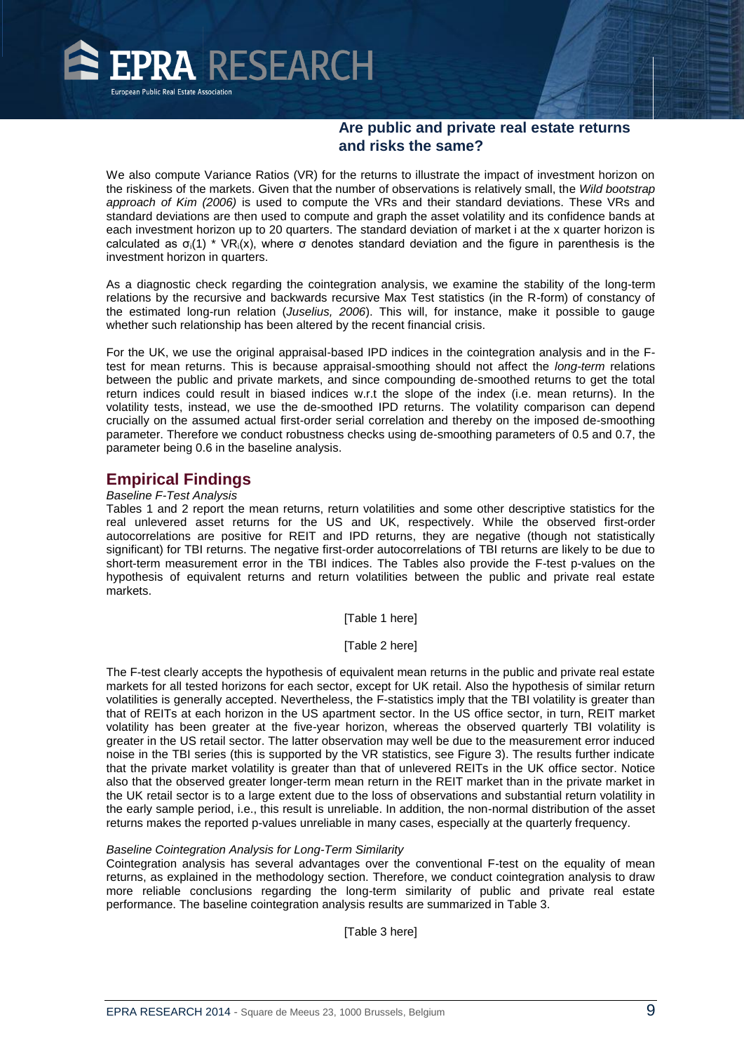We also compute Variance Ratios (VR) for the returns to illustrate the impact of investment horizon on the riskiness of the markets. Given that the number of observations is relatively small, the *Wild bootstrap approach of Kim (2006)* is used to compute the VRs and their standard deviations. These VRs and standard deviations are then used to compute and graph the asset volatility and its confidence bands at each investment horizon up to 20 quarters. The standard deviation of market i at the x quarter horizon is calculated as $\sigma_i(1) * VR_i(x)$, where σ denotes standard deviation and the figure in parenthesis is the investment horizon in quarters.

As a diagnostic check regarding the cointegration analysis, we examine the stability of the long-term relations by the recursive and backwards recursive Max Test statistics (in the R-form) of constancy of the estimated long-run relation (*Juselius, 2006*). This will, for instance, make it possible to gauge whether such relationship has been altered by the recent financial crisis.

For the UK, we use the original appraisal-based IPD indices in the cointegration analysis and in the F-test for mean returns. This is because appraisal-smoothing should not affect the *long-term* relations between the public and private markets, and since compounding de-smoothed returns to get the total return indices could result in biased indices w.r.t the slope of the index (i.e. mean returns). In the volatility tests, instead, we use the de-smoothed IPD returns. The volatility comparison can depend crucially on the assumed actual first-order serial correlation and thereby on the imposed de-smoothing parameter. Therefore we conduct robustness checks using de-smoothing parameters of 0.5 and 0.7, the parameter being 0.6 in the baseline analysis.

## Empirical Findings

*Baseline F-Test Analysis*

Tables 1 and 2 report the mean returns, return volatilities and some other descriptive statistics for the real unlevered asset returns for the US and UK, respectively. While the observed first-order autocorrelations are positive for REIT and IPD returns, they are negative (though not statistically significant) for TBI returns. The negative first-order autocorrelations of TBI returns are likely to be due to short-term measurement error in the TBI indices. The Tables also provide the F-test p-values on the hypothesis of equivalent returns and return volatilities between the public and private real estate markets.

[Table 1 here]

[Table 2 here]

The F-test clearly accepts the hypothesis of equivalent mean returns in the public and private real estate markets for all tested horizons for each sector, except for UK retail. Also the hypothesis of similar return volatilities is generally accepted. Nevertheless, the F-statistics imply that the TBI volatility is greater than that of REITs at each horizon in the US apartment sector. In the US office sector, in turn, REIT market volatility has been greater at the five-year horizon, whereas the observed quarterly TBI volatility is greater in the US retail sector. The latter observation may well be due to the measurement error induced noise in the TBI series (this is supported by the VR statistics, see Figure 3). The results further indicate that the private market volatility is greater than that of unlevered REITs in the UK office sector. Notice also that the observed greater longer-term mean return in the REIT market than in the private market in the UK retail sector is to a large extent due to the loss of observations and substantial return volatility in the early sample period, i.e., this result is unreliable. In addition, the non-normal distribution of the asset returns makes the reported p-values unreliable in many cases, especially at the quarterly frequency.

*Baseline Cointegration Analysis for Long-Term Similarity*

Cointegration analysis has several advantages over the conventional F-test on the equality of mean returns, as explained in the methodology section. Therefore, we conduct cointegration analysis to draw more reliable conclusions regarding the long-term similarity of public and private real estate performance. The baseline cointegration analysis results are summarized in Table 3.

[Table 3 here]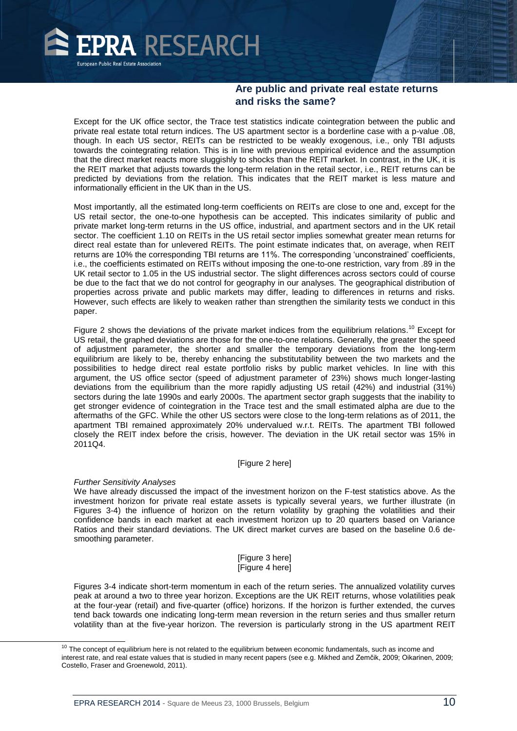Except for the UK office sector, the Trace test statistics indicate cointegration between the public and private real estate total return indices. The US apartment sector is a borderline case with a p-value .08, though. In each US sector, REITs can be restricted to be weakly exogenous, i.e., only TBI adjusts towards the cointegrating relation. This is in line with previous empirical evidence and the assumption that the direct market reacts more sluggishly to shocks than the REIT market. In contrast, in the UK, it is the REIT market that adjusts towards the long-term relation in the retail sector, i.e., REIT returns can be predicted by deviations from the relation. This indicates that the REIT market is less mature and informationally efficient in the UK than in the US.

Most importantly, all the estimated long-term coefficients on REITs are close to one and, except for the US retail sector, the one-to-one hypothesis can be accepted. This indicates similarity of public and private market long-term returns in the US office, industrial, and apartment sectors and in the UK retail sector. The coefficient 1.10 on REITs in the US retail sector implies somewhat greater mean returns for direct real estate than for unlevered REITs. The point estimate indicates that, on average, when REIT returns are 10% the corresponding TBI returns are 11%. The corresponding 'unconstrained' coefficients, i.e., the coefficients estimated on REITs without imposing the one-to-one restriction, vary from .89 in the UK retail sector to 1.05 in the US industrial sector. The slight differences across sectors could of course be due to the fact that we do not control for geography in our analyses. The geographical distribution of properties across private and public markets may differ, leading to differences in returns and risks. However, such effects are likely to weaken rather than strengthen the similarity tests we conduct in this paper.

Figure 2 shows the deviations of the private market indices from the equilibrium relations.[10] Except for US retail, the graphed deviations are those for the one-to-one relations. Generally, the greater the speed of adjustment parameter, the shorter and smaller the temporary deviations from the long-term equilibrium are likely to be, thereby enhancing the substitutability between the two markets and the possibilities to hedge direct real estate portfolio risks by public market vehicles. In line with this argument, the US office sector (speed of adjustment parameter of 23%) shows much longer-lasting deviations from the equilibrium than the more rapidly adjusting US retail (42%) and industrial (31%) sectors during the late 1990s and early 2000s. The apartment sector graph suggests that the inability to get stronger evidence of cointegration in the Trace test and the small estimated alpha are due to the aftermaths of the GFC. While the other US sectors were close to the long-term relations as of 2011, the apartment TBI remained approximately 20% undervalued w.r.t. REITs. The apartment TBI followed closely the REIT index before the crisis, however. The deviation in the UK retail sector was 15% in 2011Q4.

[Figure 2 here]

*Further Sensitivity Analyses*

We have already discussed the impact of the investment horizon on the F-test statistics above. As the investment horizon for private real estate assets is typically several years, we further illustrate (in Figures 3-4) the influence of horizon on the return volatility by graphing the volatilities and their confidence bands in each market at each investment horizon up to 20 quarters based on Variance Ratios and their standard deviations. The UK direct market curves are based on the baseline 0.6 de-smoothing parameter.

[Figure 3 here]
[Figure 4 here]

Figures 3-4 indicate short-term momentum in each of the return series. The annualized volatility curves peak at around a two to three year horizon. Exceptions are the UK REIT returns, whose volatilities peak at the four-year (retail) and five-quarter (office) horizons. If the horizon is further extended, the curves tend back towards one indicating long-term mean reversion in the return series and thus smaller return volatility than at the five-year horizon. The reversion is particularly strong in the US apartment REIT

[10] The concept of equilibrium here is not related to the equilibrium between economic fundamentals, such as income and interest rate, and real estate values that is studied in many recent papers (see e.g. Mikhed and Zemčik, 2009; Oikarinen, 2009; Costello, Fraser and Groenewold, 2011).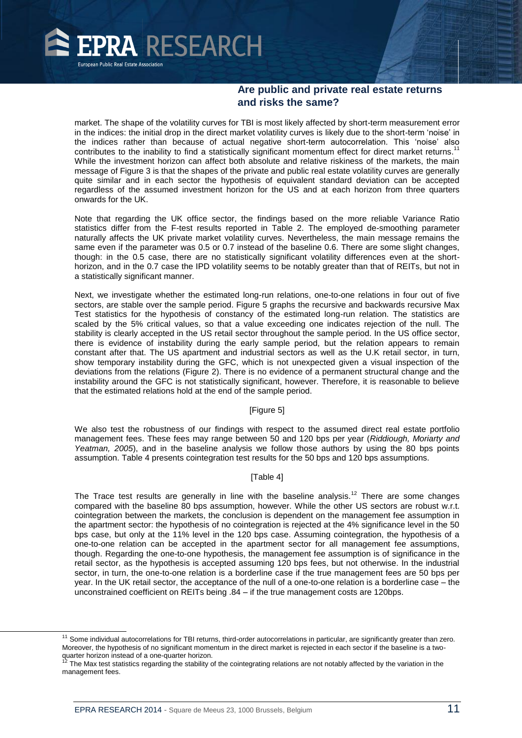market. The shape of the volatility curves for TBI is most likely affected by short-term measurement error in the indices: the initial drop in the direct market volatility curves is likely due to the short-term 'noise' in the indices rather than because of actual negative short-term autocorrelation. This 'noise' also contributes to the inability to find a statistically significant momentum effect for direct market returns.[11] While the investment horizon can affect both absolute and relative riskiness of the markets, the main message of Figure 3 is that the shapes of the private and public real estate volatility curves are generally quite similar and in each sector the hypothesis of equivalent standard deviation can be accepted regardless of the assumed investment horizon for the US and at each horizon from three quarters onwards for the UK.

Note that regarding the UK office sector, the findings based on the more reliable Variance Ratio statistics differ from the F-test results reported in Table 2. The employed de-smoothing parameter naturally affects the UK private market volatility curves. Nevertheless, the main message remains the same even if the parameter was 0.5 or 0.7 instead of the baseline 0.6. There are some slight changes, though: in the 0.5 case, there are no statistically significant volatility differences even at the short-horizon, and in the 0.7 case the IPD volatility seems to be notably greater than that of REITs, but not in a statistically significant manner.

Next, we investigate whether the estimated long-run relations, one-to-one relations in four out of five sectors, are stable over the sample period. Figure 5 graphs the recursive and backwards recursive Max Test statistics for the hypothesis of constancy of the estimated long-run relation. The statistics are scaled by the 5% critical values, so that a value exceeding one indicates rejection of the null. The stability is clearly accepted in the US retail sector throughout the sample period. In the US office sector, there is evidence of instability during the early sample period, but the relation appears to remain constant after that. The US apartment and industrial sectors as well as the U.K retail sector, in turn, show temporary instability during the GFC, which is not unexpected given a visual inspection of the deviations from the relations (Figure 2). There is no evidence of a permanent structural change and the instability around the GFC is not statistically significant, however. Therefore, it is reasonable to believe that the estimated relations hold at the end of the sample period.

[Figure 5]

We also test the robustness of our findings with respect to the assumed direct real estate portfolio management fees. These fees may range between 50 and 120 bps per year (*Riddiough, Moriarty and Yeatman, 2005*), and in the baseline analysis we follow those authors by using the 80 bps points assumption. Table 4 presents cointegration test results for the 50 bps and 120 bps assumptions.

[Table 4]

The Trace test results are generally in line with the baseline analysis.[12] There are some changes compared with the baseline 80 bps assumption, however. While the other US sectors are robust w.r.t. cointegration between the markets, the conclusion is dependent on the management fee assumption in the apartment sector: the hypothesis of no cointegration is rejected at the 4% significance level in the 50 bps case, but only at the 11% level in the 120 bps case. Assuming cointegration, the hypothesis of a one-to-one relation can be accepted in the apartment sector for all management fee assumptions, though. Regarding the one-to-one hypothesis, the management fee assumption is of significance in the retail sector, as the hypothesis is accepted assuming 120 bps fees, but not otherwise. In the industrial sector, in turn, the one-to-one relation is a borderline case if the true management fees are 50 bps per year. In the UK retail sector, the acceptance of the null of a one-to-one relation is a borderline case – the unconstrained coefficient on REITs being .84 – if the true management costs are 120bps.

[11] Some individual autocorrelations for TBI returns, third-order autocorrelations in particular, are significantly greater than zero. Moreover, the hypothesis of no significant momentum in the direct market is rejected in each sector if the baseline is a two-quarter horizon instead of a one-quarter horizon.

[12] The Max test statistics regarding the stability of the cointegrating relations are not notably affected by the variation in the management fees.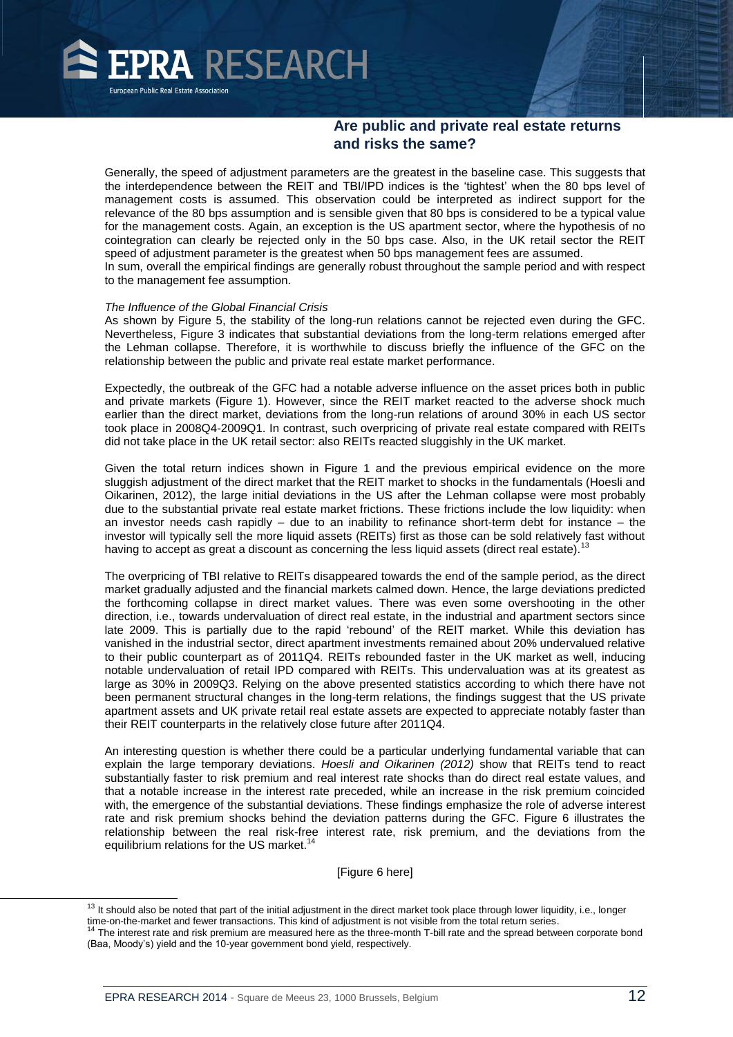Generally, the speed of adjustment parameters are the greatest in the baseline case. This suggests that the interdependence between the REIT and TBI/IPD indices is the 'tightest' when the 80 bps level of management costs is assumed. This observation could be interpreted as indirect support for the relevance of the 80 bps assumption and is sensible given that 80 bps is considered to be a typical value for the management costs. Again, an exception is the US apartment sector, where the hypothesis of no cointegration can clearly be rejected only in the 50 bps case. Also, in the UK retail sector the REIT speed of adjustment parameter is the greatest when 50 bps management fees are assumed.
In sum, overall the empirical findings are generally robust throughout the sample period and with respect to the management fee assumption.

*The Influence of the Global Financial Crisis*
As shown by Figure 5, the stability of the long-run relations cannot be rejected even during the GFC. Nevertheless, Figure 3 indicates that substantial deviations from the long-term relations emerged after the Lehman collapse. Therefore, it is worthwhile to discuss briefly the influence of the GFC on the relationship between the public and private real estate market performance.

Expectedly, the outbreak of the GFC had a notable adverse influence on the asset prices both in public and private markets (Figure 1). However, since the REIT market reacted to the adverse shock much earlier than the direct market, deviations from the long-run relations of around 30% in each US sector took place in 2008Q4-2009Q1. In contrast, such overpricing of private real estate compared with REITs did not take place in the UK retail sector: also REITs reacted sluggishly in the UK market.

Given the total return indices shown in Figure 1 and the previous empirical evidence on the more sluggish adjustment of the direct market that the REIT market to shocks in the fundamentals (Hoesli and Oikarinen, 2012), the large initial deviations in the US after the Lehman collapse were most probably due to the substantial private real estate market frictions. These frictions include the low liquidity: when an investor needs cash rapidly – due to an inability to refinance short-term debt for instance – the investor will typically sell the more liquid assets (REITs) first as those can be sold relatively fast without having to accept as great a discount as concerning the less liquid assets (direct real estate).[13]

The overpricing of TBI relative to REITs disappeared towards the end of the sample period, as the direct market gradually adjusted and the financial markets calmed down. Hence, the large deviations predicted the forthcoming collapse in direct market values. There was even some overshooting in the other direction, i.e., towards undervaluation of direct real estate, in the industrial and apartment sectors since late 2009. This is partially due to the rapid 'rebound' of the REIT market. While this deviation has vanished in the industrial sector, direct apartment investments remained about 20% undervalued relative to their public counterpart as of 2011Q4. REITs rebounded faster in the UK market as well, inducing notable undervaluation of retail IPD compared with REITs. This undervaluation was at its greatest as large as 30% in 2009Q3. Relying on the above presented statistics according to which there have not been permanent structural changes in the long-term relations, the findings suggest that the US private apartment assets and UK private retail real estate assets are expected to appreciate notably faster than their REIT counterparts in the relatively close future after 2011Q4.

An interesting question is whether there could be a particular underlying fundamental variable that can explain the large temporary deviations. *Hoesli and Oikarinen (2012)* show that REITs tend to react substantially faster to risk premium and real interest rate shocks than do direct real estate values, and that a notable increase in the interest rate preceded, while an increase in the risk premium coincided with, the emergence of the substantial deviations. These findings emphasize the role of adverse interest rate and risk premium shocks behind the deviation patterns during the GFC. Figure 6 illustrates the relationship between the real risk-free interest rate, risk premium, and the deviations from the equilibrium relations for the US market.[14]

[Figure 6 here]

[13] It should also be noted that part of the initial adjustment in the direct market took place through lower liquidity, i.e., longer time-on-the-market and fewer transactions. This kind of adjustment is not visible from the total return series.

[14] The interest rate and risk premium are measured here as the three-month T-bill rate and the spread between corporate bond (Baa, Moody's) yield and the 10-year government bond yield, respectively.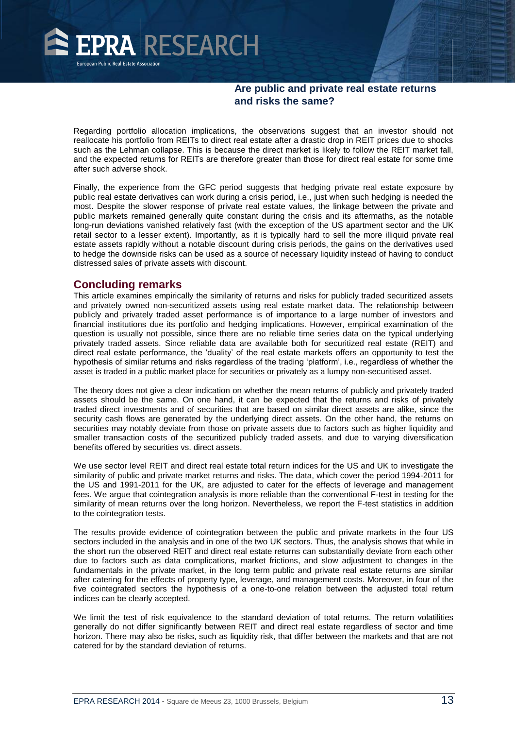Regarding portfolio allocation implications, the observations suggest that an investor should not reallocate his portfolio from REITs to direct real estate after a drastic drop in REIT prices due to shocks such as the Lehman collapse. This is because the direct market is likely to follow the REIT market fall, and the expected returns for REITs are therefore greater than those for direct real estate for some time after such adverse shock.

Finally, the experience from the GFC period suggests that hedging private real estate exposure by public real estate derivatives can work during a crisis period, i.e., just when such hedging is needed the most. Despite the slower response of private real estate values, the linkage between the private and public markets remained generally quite constant during the crisis and its aftermaths, as the notable long-run deviations vanished relatively fast (with the exception of the US apartment sector and the UK retail sector to a lesser extent). Importantly, as it is typically hard to sell the more illiquid private real estate assets rapidly without a notable discount during crisis periods, the gains on the derivatives used to hedge the downside risks can be used as a source of necessary liquidity instead of having to conduct distressed sales of private assets with discount.

## Concluding remarks

This article examines empirically the similarity of returns and risks for publicly traded securitized assets and privately owned non-securitized assets using real estate market data. The relationship between publicly and privately traded asset performance is of importance to a large number of investors and financial institutions due its portfolio and hedging implications. However, empirical examination of the question is usually not possible, since there are no reliable time series data on the typical underlying privately traded assets. Since reliable data are available both for securitized real estate (REIT) and direct real estate performance, the 'duality' of the real estate markets offers an opportunity to test the hypothesis of similar returns and risks regardless of the trading 'platform', i.e., regardless of whether the asset is traded in a public market place for securities or privately as a lumpy non-securitised asset.

The theory does not give a clear indication on whether the mean returns of publicly and privately traded assets should be the same. On one hand, it can be expected that the returns and risks of privately traded direct investments and of securities that are based on similar direct assets are alike, since the security cash flows are generated by the underlying direct assets. On the other hand, the returns on securities may notably deviate from those on private assets due to factors such as higher liquidity and smaller transaction costs of the securitized publicly traded assets, and due to varying diversification benefits offered by securities vs. direct assets.

We use sector level REIT and direct real estate total return indices for the US and UK to investigate the similarity of public and private market returns and risks. The data, which cover the period 1994-2011 for the US and 1991-2011 for the UK, are adjusted to cater for the effects of leverage and management fees. We argue that cointegration analysis is more reliable than the conventional F-test in testing for the similarity of mean returns over the long horizon. Nevertheless, we report the F-test statistics in addition to the cointegration tests.

The results provide evidence of cointegration between the public and private markets in the four US sectors included in the analysis and in one of the two UK sectors. Thus, the analysis shows that while in the short run the observed REIT and direct real estate returns can substantially deviate from each other due to factors such as data complications, market frictions, and slow adjustment to changes in the fundamentals in the private market, in the long term public and private real estate returns are similar after catering for the effects of property type, leverage, and management costs. Moreover, in four of the five cointegrated sectors the hypothesis of a one-to-one relation between the adjusted total return indices can be clearly accepted.

We limit the test of risk equivalence to the standard deviation of total returns. The return volatilities generally do not differ significantly between REIT and direct real estate regardless of sector and time horizon. There may also be risks, such as liquidity risk, that differ between the markets and that are not catered for by the standard deviation of returns.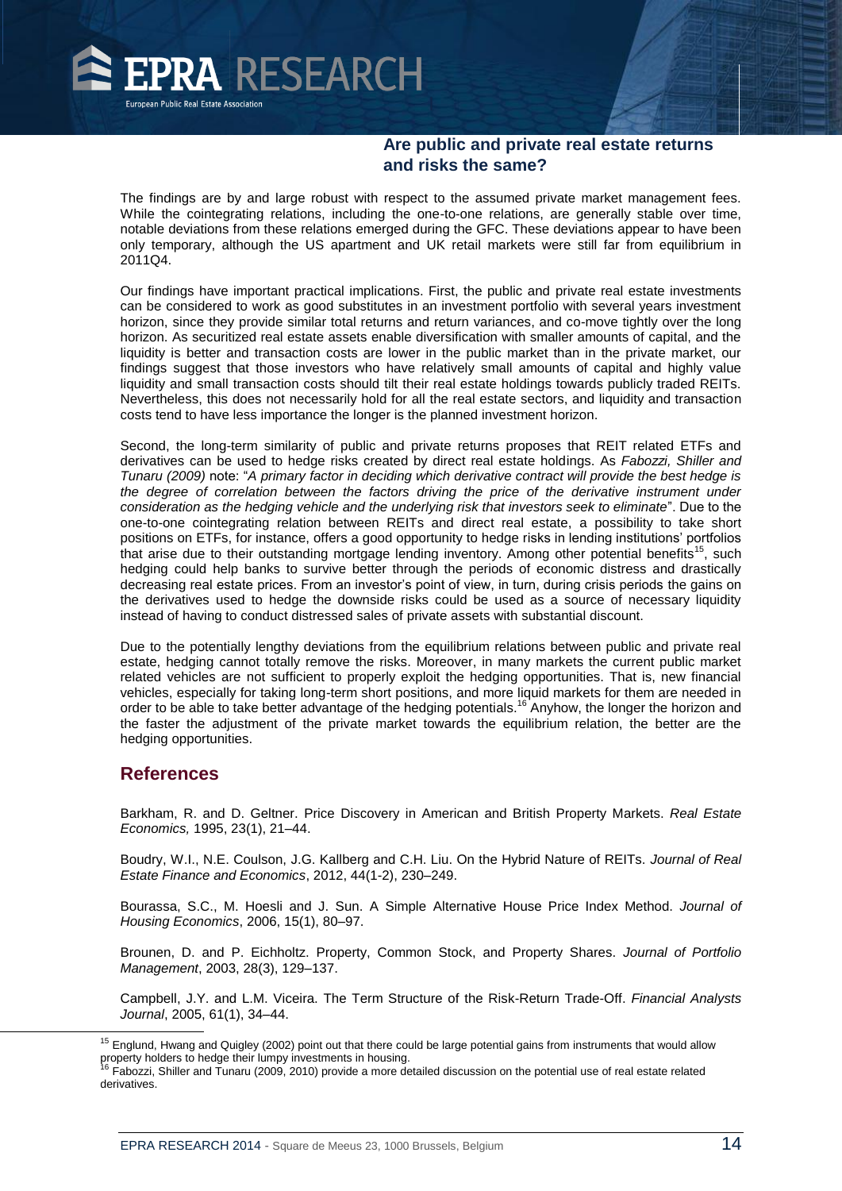The findings are by and large robust with respect to the assumed private market management fees. While the cointegrating relations, including the one-to-one relations, are generally stable over time, notable deviations from these relations emerged during the GFC. These deviations appear to have been only temporary, although the US apartment and UK retail markets were still far from equilibrium in 2011Q4.

Our findings have important practical implications. First, the public and private real estate investments can be considered to work as good substitutes in an investment portfolio with several years investment horizon, since they provide similar total returns and return variances, and co-move tightly over the long horizon. As securitized real estate assets enable diversification with smaller amounts of capital, and the liquidity is better and transaction costs are lower in the public market than in the private market, our findings suggest that those investors who have relatively small amounts of capital and highly value liquidity and small transaction costs should tilt their real estate holdings towards publicly traded REITs. Nevertheless, this does not necessarily hold for all the real estate sectors, and liquidity and transaction costs tend to have less importance the longer is the planned investment horizon.

Second, the long-term similarity of public and private returns proposes that REIT related ETFs and derivatives can be used to hedge risks created by direct real estate holdings. As *Fabozzi, Shiller and Tunaru (2009)* note: "*A primary factor in deciding which derivative contract will provide the best hedge is the degree of correlation between the factors driving the price of the derivative instrument under consideration as the hedging vehicle and the underlying risk that investors seek to eliminate*". Due to the one-to-one cointegrating relation between REITs and direct real estate, a possibility to take short positions on ETFs, for instance, offers a good opportunity to hedge risks in lending institutions' portfolios that arise due to their outstanding mortgage lending inventory. Among other potential benefits[15], such hedging could help banks to survive better through the periods of economic distress and drastically decreasing real estate prices. From an investor's point of view, in turn, during crisis periods the gains on the derivatives used to hedge the downside risks could be used as a source of necessary liquidity instead of having to conduct distressed sales of private assets with substantial discount.

Due to the potentially lengthy deviations from the equilibrium relations between public and private real estate, hedging cannot totally remove the risks. Moreover, in many markets the current public market related vehicles are not sufficient to properly exploit the hedging opportunities. That is, new financial vehicles, especially for taking long-term short positions, and more liquid markets for them are needed in order to be able to take better advantage of the hedging potentials.[16] Anyhow, the longer the horizon and the faster the adjustment of the private market towards the equilibrium relation, the better are the hedging opportunities.

## References

Barkham, R. and D. Geltner. Price Discovery in American and British Property Markets. *Real Estate Economics,* 1995, 23(1), 21–44.

Boudry, W.I., N.E. Coulson, J.G. Kallberg and C.H. Liu. On the Hybrid Nature of REITs. *Journal of Real Estate Finance and Economics*, 2012, 44(1-2), 230–249.

Bourassa, S.C., M. Hoesli and J. Sun. A Simple Alternative House Price Index Method. *Journal of Housing Economics*, 2006, 15(1), 80–97.

Brounen, D. and P. Eichholtz. Property, Common Stock, and Property Shares. *Journal of Portfolio Management*, 2003, 28(3), 129–137.

Campbell, J.Y. and L.M. Viceira. The Term Structure of the Risk-Return Trade-Off. *Financial Analysts Journal*, 2005, 61(1), 34–44.

---

[15] Englund, Hwang and Quigley (2002) point out that there could be large potential gains from instruments that would allow property holders to hedge their lumpy investments in housing.

[16] Fabozzi, Shiller and Tunaru (2009, 2010) provide a more detailed discussion on the potential use of real estate related derivatives.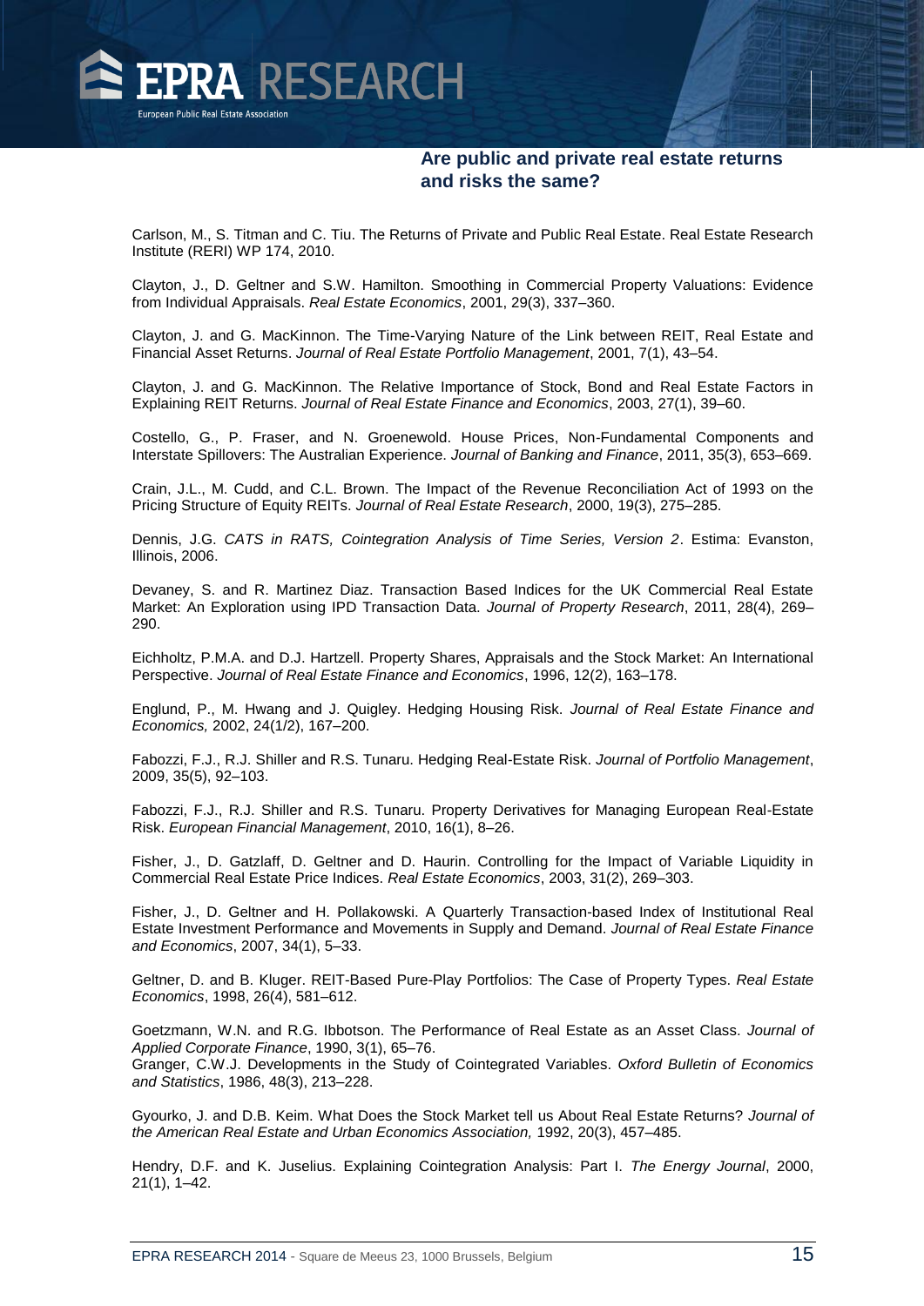Carlson, M., S. Titman and C. Tiu. The Returns of Private and Public Real Estate. Real Estate Research Institute (RERI) WP 174, 2010.

Clayton, J., D. Geltner and S.W. Hamilton. Smoothing in Commercial Property Valuations: Evidence from Individual Appraisals. *Real Estate Economics*, 2001, 29(3), 337–360.

Clayton, J. and G. MacKinnon. The Time-Varying Nature of the Link between REIT, Real Estate and Financial Asset Returns. *Journal of Real Estate Portfolio Management*, 2001, 7(1), 43–54.

Clayton, J. and G. MacKinnon. The Relative Importance of Stock, Bond and Real Estate Factors in Explaining REIT Returns. *Journal of Real Estate Finance and Economics*, 2003, 27(1), 39–60.

Costello, G., P. Fraser, and N. Groenewold. House Prices, Non-Fundamental Components and Interstate Spillovers: The Australian Experience. *Journal of Banking and Finance*, 2011, 35(3), 653–669.

Crain, J.L., M. Cudd, and C.L. Brown. The Impact of the Revenue Reconciliation Act of 1993 on the Pricing Structure of Equity REITs. *Journal of Real Estate Research*, 2000, 19(3), 275–285.

Dennis, J.G. *CATS in RATS, Cointegration Analysis of Time Series, Version 2*. Estima: Evanston, Illinois, 2006.

Devaney, S. and R. Martinez Diaz. Transaction Based Indices for the UK Commercial Real Estate Market: An Exploration using IPD Transaction Data. *Journal of Property Research*, 2011, 28(4), 269–290.

Eichholtz, P.M.A. and D.J. Hartzell. Property Shares, Appraisals and the Stock Market: An International Perspective. *Journal of Real Estate Finance and Economics*, 1996, 12(2), 163–178.

Englund, P., M. Hwang and J. Quigley. Hedging Housing Risk. *Journal of Real Estate Finance and Economics,* 2002, 24(1/2), 167–200.

Fabozzi, F.J., R.J. Shiller and R.S. Tunaru. Hedging Real-Estate Risk. *Journal of Portfolio Management*, 2009, 35(5), 92–103.

Fabozzi, F.J., R.J. Shiller and R.S. Tunaru. Property Derivatives for Managing European Real-Estate Risk. *European Financial Management*, 2010, 16(1), 8–26.

Fisher, J., D. Gatzlaff, D. Geltner and D. Haurin. Controlling for the Impact of Variable Liquidity in Commercial Real Estate Price Indices. *Real Estate Economics*, 2003, 31(2), 269–303.

Fisher, J., D. Geltner and H. Pollakowski. A Quarterly Transaction-based Index of Institutional Real Estate Investment Performance and Movements in Supply and Demand. *Journal of Real Estate Finance and Economics*, 2007, 34(1), 5–33.

Geltner, D. and B. Kluger. REIT-Based Pure-Play Portfolios: The Case of Property Types. *Real Estate Economics*, 1998, 26(4), 581–612.

Goetzmann, W.N. and R.G. Ibbotson. The Performance of Real Estate as an Asset Class. *Journal of Applied Corporate Finance*, 1990, 3(1), 65–76.

Granger, C.W.J. Developments in the Study of Cointegrated Variables. *Oxford Bulletin of Economics and Statistics*, 1986, 48(3), 213–228.

Gyourko, J. and D.B. Keim. What Does the Stock Market tell us About Real Estate Returns? *Journal of the American Real Estate and Urban Economics Association,* 1992, 20(3), 457–485.

Hendry, D.F. and K. Juselius. Explaining Cointegration Analysis: Part I. *The Energy Journal*, 2000, 21(1), 1–42.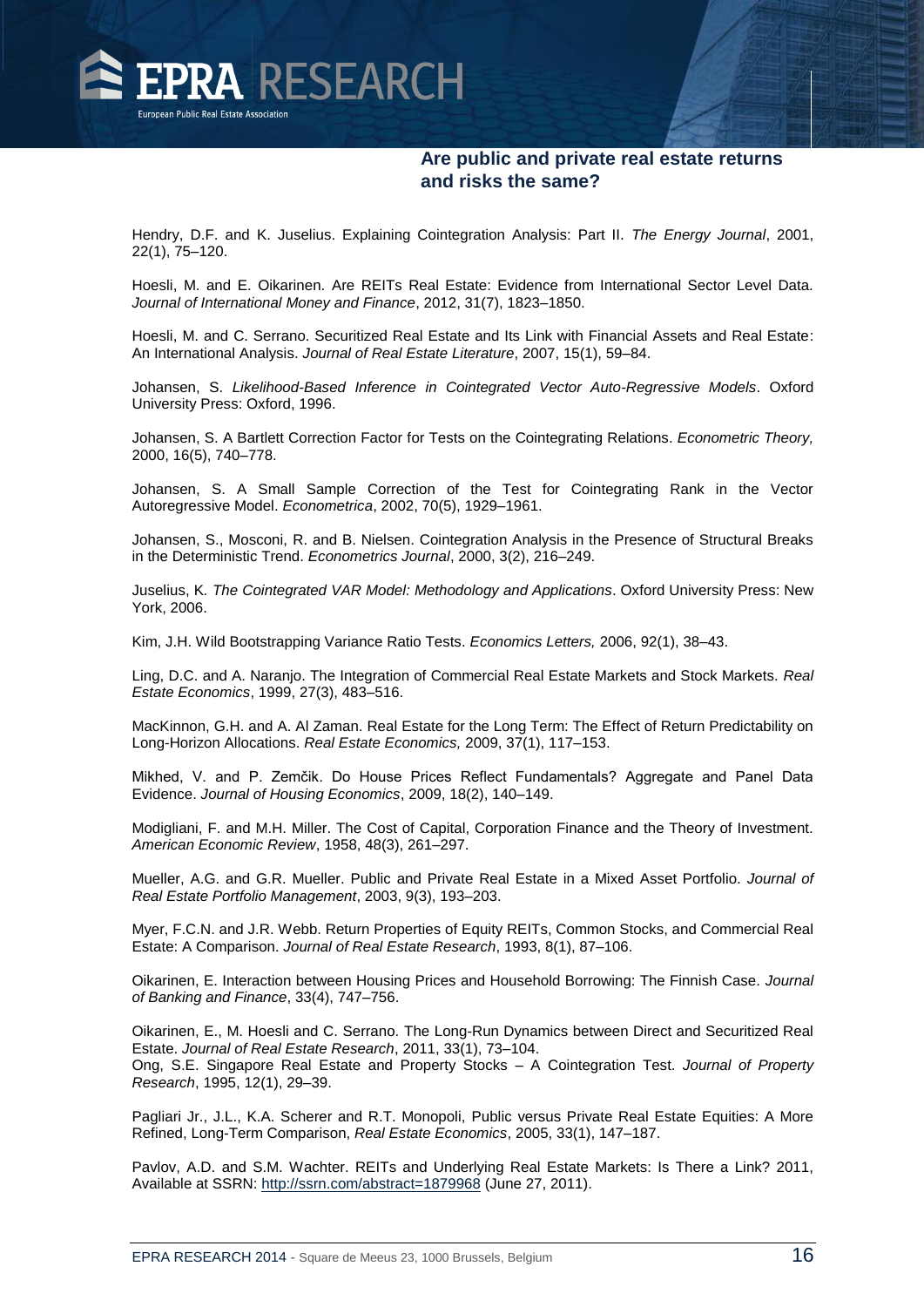Hendry, D.F. and K. Juselius. Explaining Cointegration Analysis: Part II. *The Energy Journal*, 2001, 22(1), 75–120.

Hoesli, M. and E. Oikarinen. Are REITs Real Estate: Evidence from International Sector Level Data. *Journal of International Money and Finance*, 2012, 31(7), 1823–1850.

Hoesli, M. and C. Serrano. Securitized Real Estate and Its Link with Financial Assets and Real Estate: An International Analysis. *Journal of Real Estate Literature*, 2007, 15(1), 59–84.

Johansen, S. *Likelihood-Based Inference in Cointegrated Vector Auto-Regressive Models*. Oxford University Press: Oxford, 1996.

Johansen, S. A Bartlett Correction Factor for Tests on the Cointegrating Relations. *Econometric Theory,* 2000, 16(5), 740–778.

Johansen, S. A Small Sample Correction of the Test for Cointegrating Rank in the Vector Autoregressive Model. *Econometrica*, 2002, 70(5), 1929–1961.

Johansen, S., Mosconi, R. and B. Nielsen. Cointegration Analysis in the Presence of Structural Breaks in the Deterministic Trend. *Econometrics Journal*, 2000, 3(2), 216–249.

Juselius, K. *The Cointegrated VAR Model: Methodology and Applications*. Oxford University Press: New York, 2006.

Kim, J.H. Wild Bootstrapping Variance Ratio Tests. *Economics Letters,* 2006, 92(1), 38–43.

Ling, D.C. and A. Naranjo. The Integration of Commercial Real Estate Markets and Stock Markets. *Real Estate Economics*, 1999, 27(3), 483–516.

MacKinnon, G.H. and A. Al Zaman. Real Estate for the Long Term: The Effect of Return Predictability on Long-Horizon Allocations. *Real Estate Economics,* 2009, 37(1), 117–153.

Mikhed, V. and P. Zemčik. Do House Prices Reflect Fundamentals? Aggregate and Panel Data Evidence. *Journal of Housing Economics*, 2009, 18(2), 140–149.

Modigliani, F. and M.H. Miller. The Cost of Capital, Corporation Finance and the Theory of Investment. *American Economic Review*, 1958, 48(3), 261–297.

Mueller, A.G. and G.R. Mueller. Public and Private Real Estate in a Mixed Asset Portfolio. *Journal of Real Estate Portfolio Management*, 2003, 9(3), 193–203.

Myer, F.C.N. and J.R. Webb. Return Properties of Equity REITs, Common Stocks, and Commercial Real Estate: A Comparison. *Journal of Real Estate Research*, 1993, 8(1), 87–106.

Oikarinen, E. Interaction between Housing Prices and Household Borrowing: The Finnish Case. *Journal of Banking and Finance*, 33(4), 747–756.

Oikarinen, E., M. Hoesli and C. Serrano. The Long-Run Dynamics between Direct and Securitized Real Estate. *Journal of Real Estate Research*, 2011, 33(1), 73–104.

Ong, S.E. Singapore Real Estate and Property Stocks – A Cointegration Test. *Journal of Property Research*, 1995, 12(1), 29–39.

Pagliari Jr., J.L., K.A. Scherer and R.T. Monopoli, Public versus Private Real Estate Equities: A More Refined, Long-Term Comparison, *Real Estate Economics*, 2005, 33(1), 147–187.

Pavlov, A.D. and S.M. Wachter. REITs and Underlying Real Estate Markets: Is There a Link? 2011, Available at SSRN: http://ssrn.com/abstract=1879968 (June 27, 2011).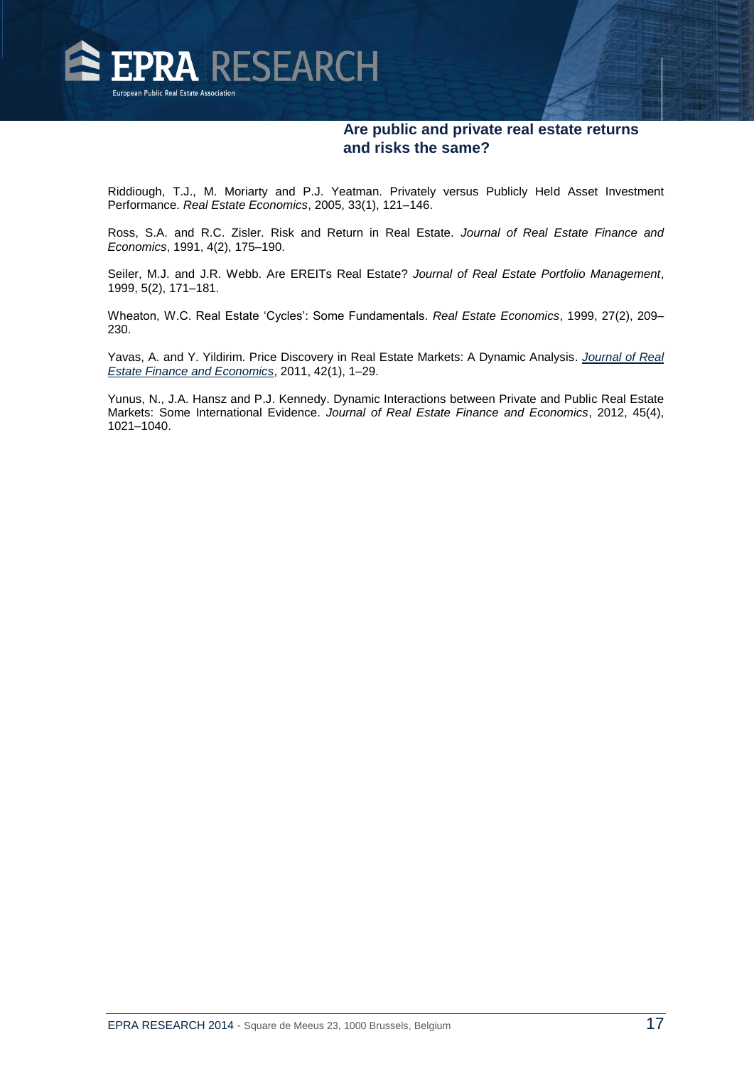Riddiough, T.J., M. Moriarty and P.J. Yeatman. Privately versus Publicly Held Asset Investment Performance. *Real Estate Economics*, 2005, 33(1), 121–146.

Ross, S.A. and R.C. Zisler. Risk and Return in Real Estate. *Journal of Real Estate Finance and Economics*, 1991, 4(2), 175–190.

Seiler, M.J. and J.R. Webb. Are EREITs Real Estate? *Journal of Real Estate Portfolio Management*, 1999, 5(2), 171–181.

Wheaton, W.C. Real Estate 'Cycles': Some Fundamentals. *Real Estate Economics*, 1999, 27(2), 209–230.

Yavas, A. and Y. Yildirim. Price Discovery in Real Estate Markets: A Dynamic Analysis. *Journal of Real Estate Finance and Economics*, 2011, 42(1), 1–29.

Yunus, N., J.A. Hansz and P.J. Kennedy. Dynamic Interactions between Private and Public Real Estate Markets: Some International Evidence. *Journal of Real Estate Finance and Economics*, 2012, 45(4), 1021–1040.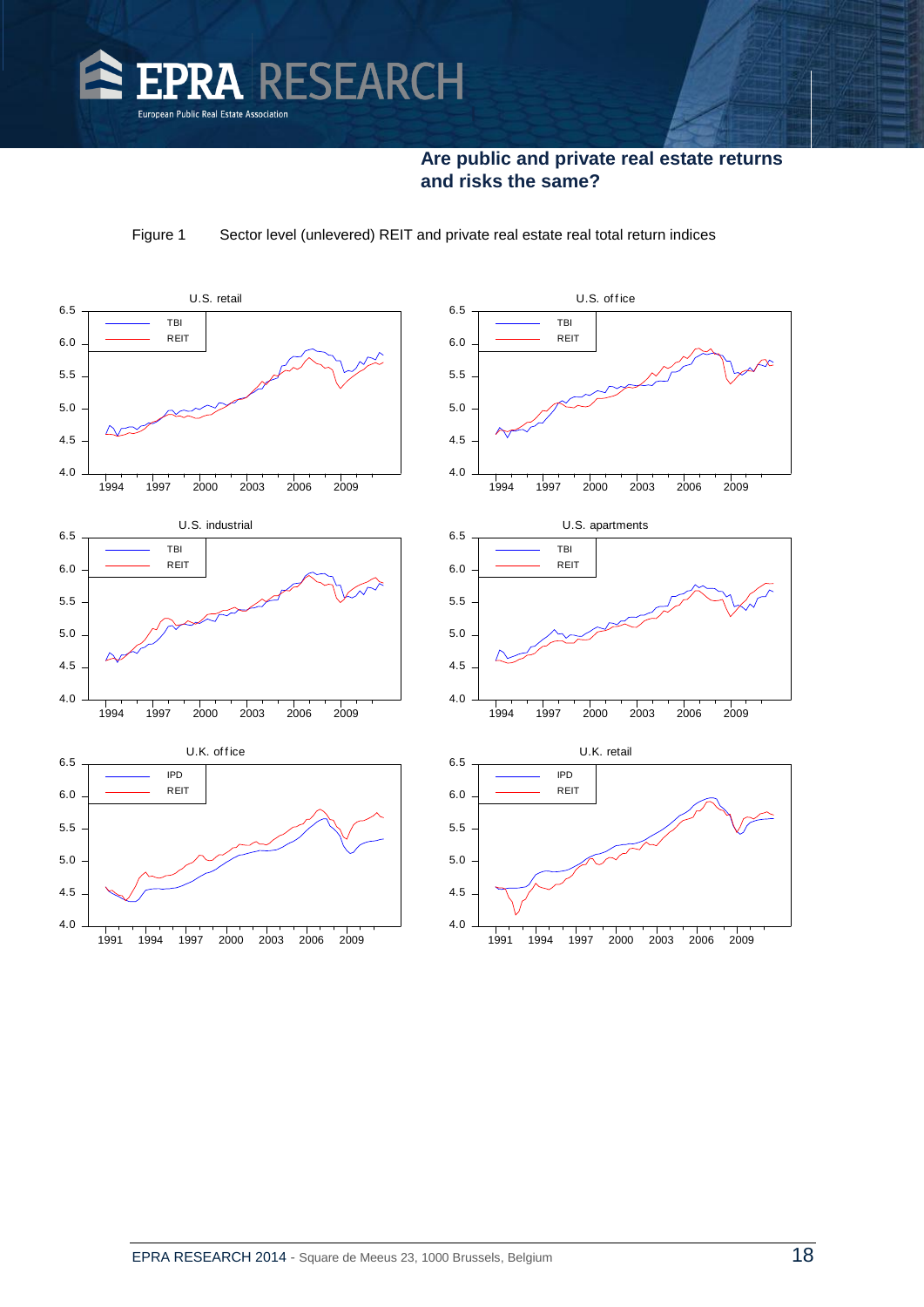**Are public and private real estate returns and risks the same?**

Figure 1 Sector level (unlevered) REIT and private real estate real total return indices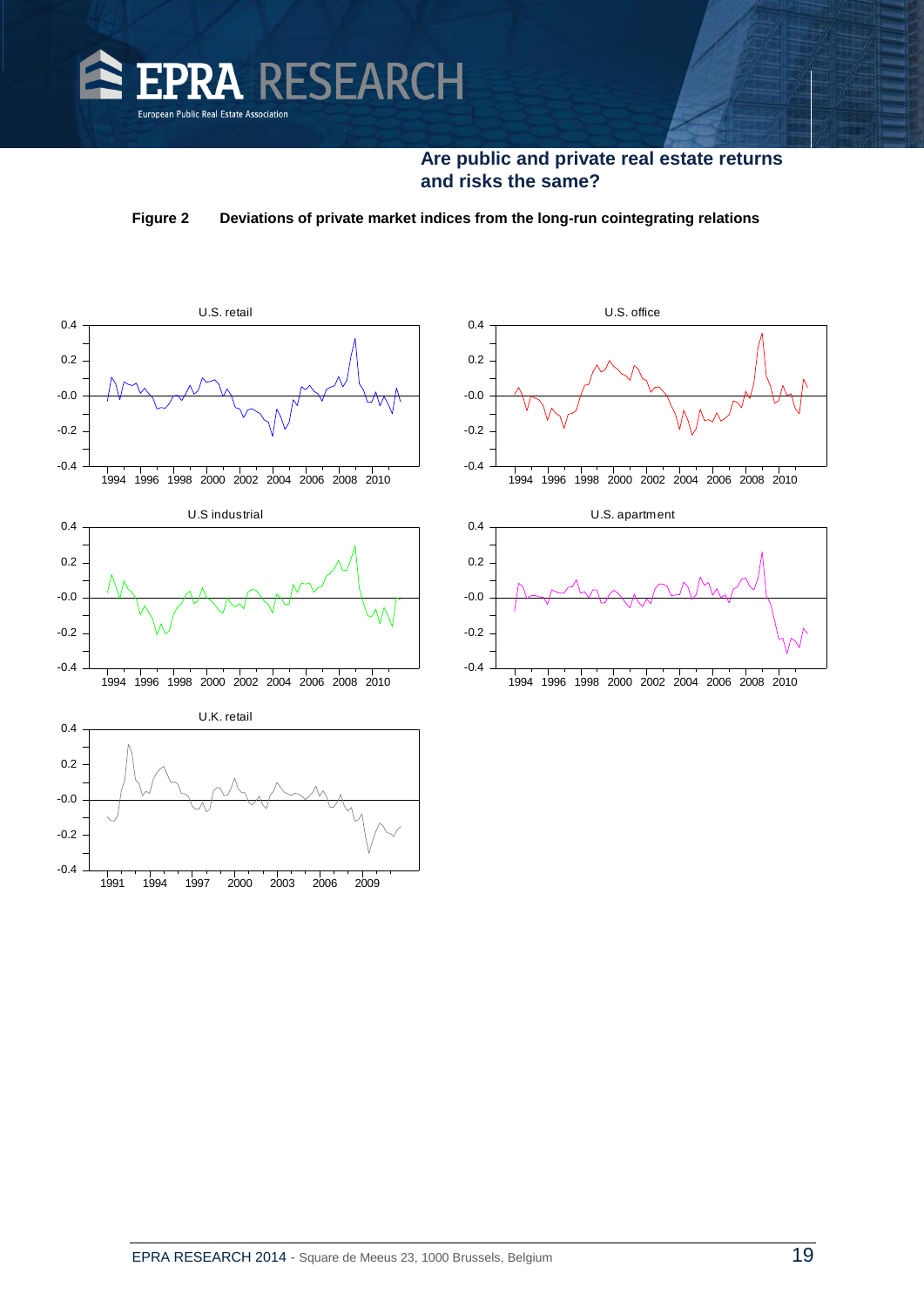**Are public and private real estate returns and risks the same?**

**Figure 2 Deviations of private market indices from the long-run cointegrating relations**

U.S. retail

U.S. office

U.S industrial

U.S. apartment

U.K. retail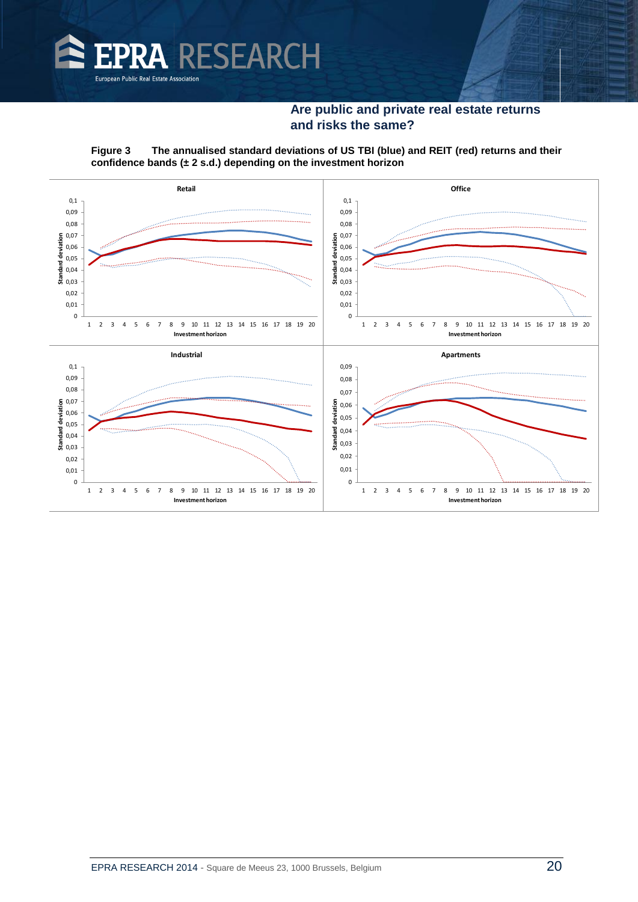**Figure 3 The annualised standard deviations of US TBI (blue) and REIT (red) returns and their confidence bands (± 2 s.d.) depending on the investment horizon**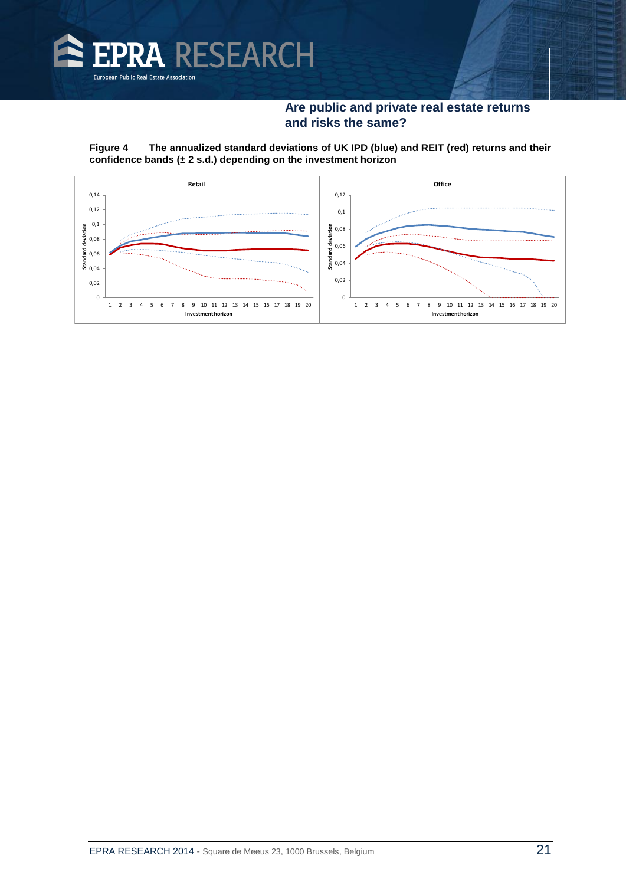Figure 4 The annualized standard deviations of UK IPD (blue) and REIT (red) returns and their confidence bands (± 2 s.d.) depending on the investment horizon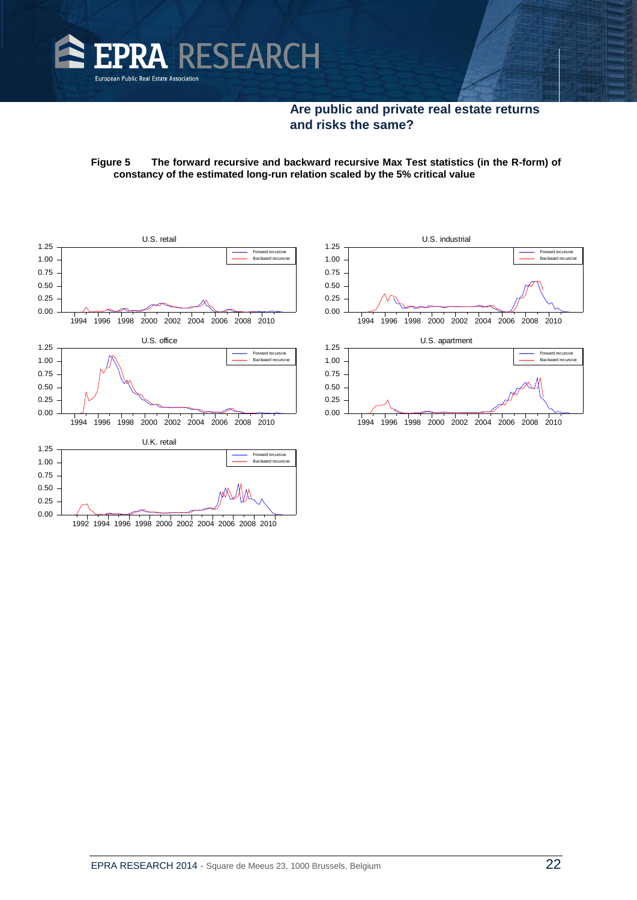**Figure 5 The forward recursive and backward recursive Max Test statistics (in the R-form) of constancy of the estimated long-run relation scaled by the 5% critical value**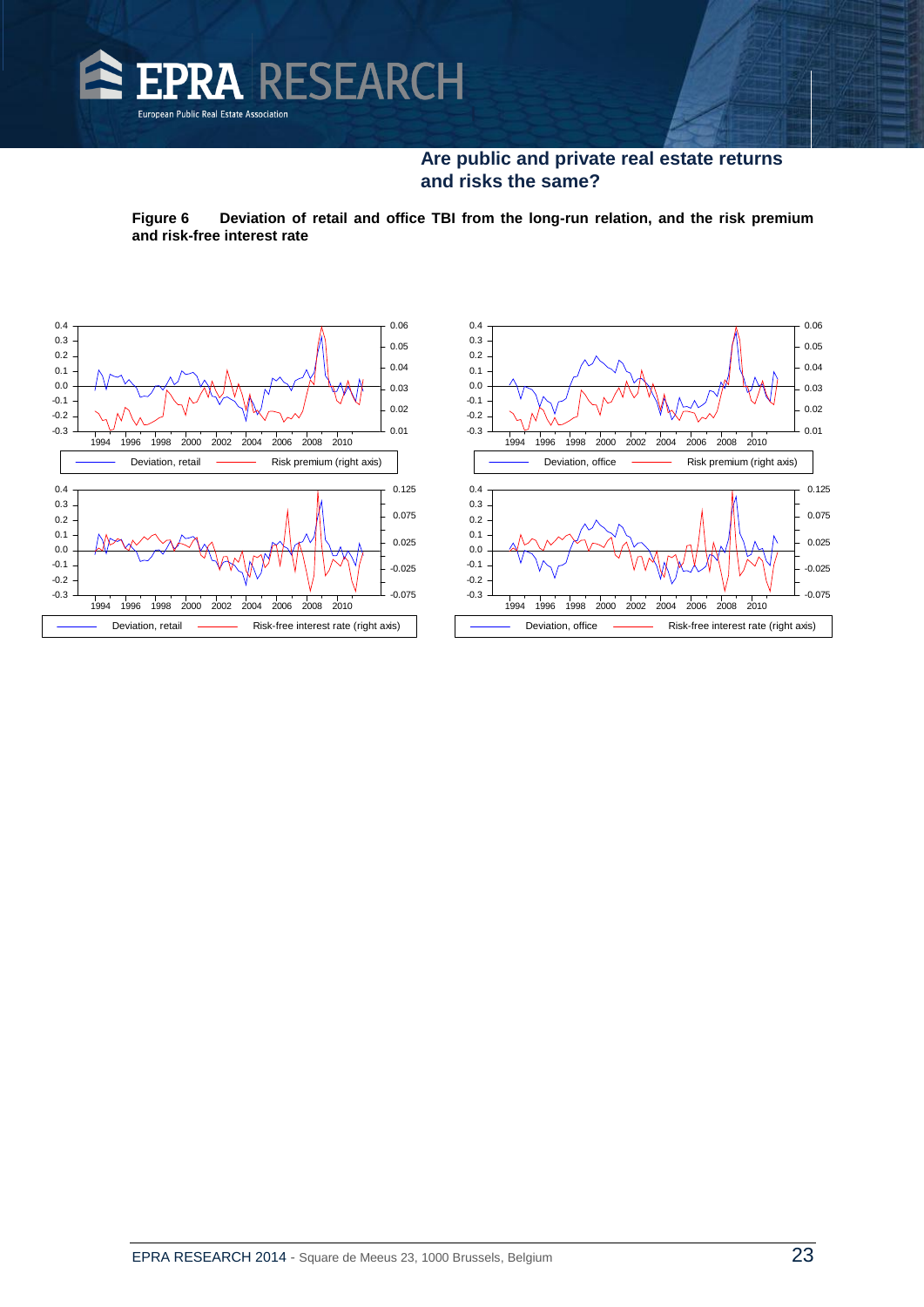**Figure 6 Deviation of retail and office TBI from the long-run relation, and the risk premium and risk-free interest rate**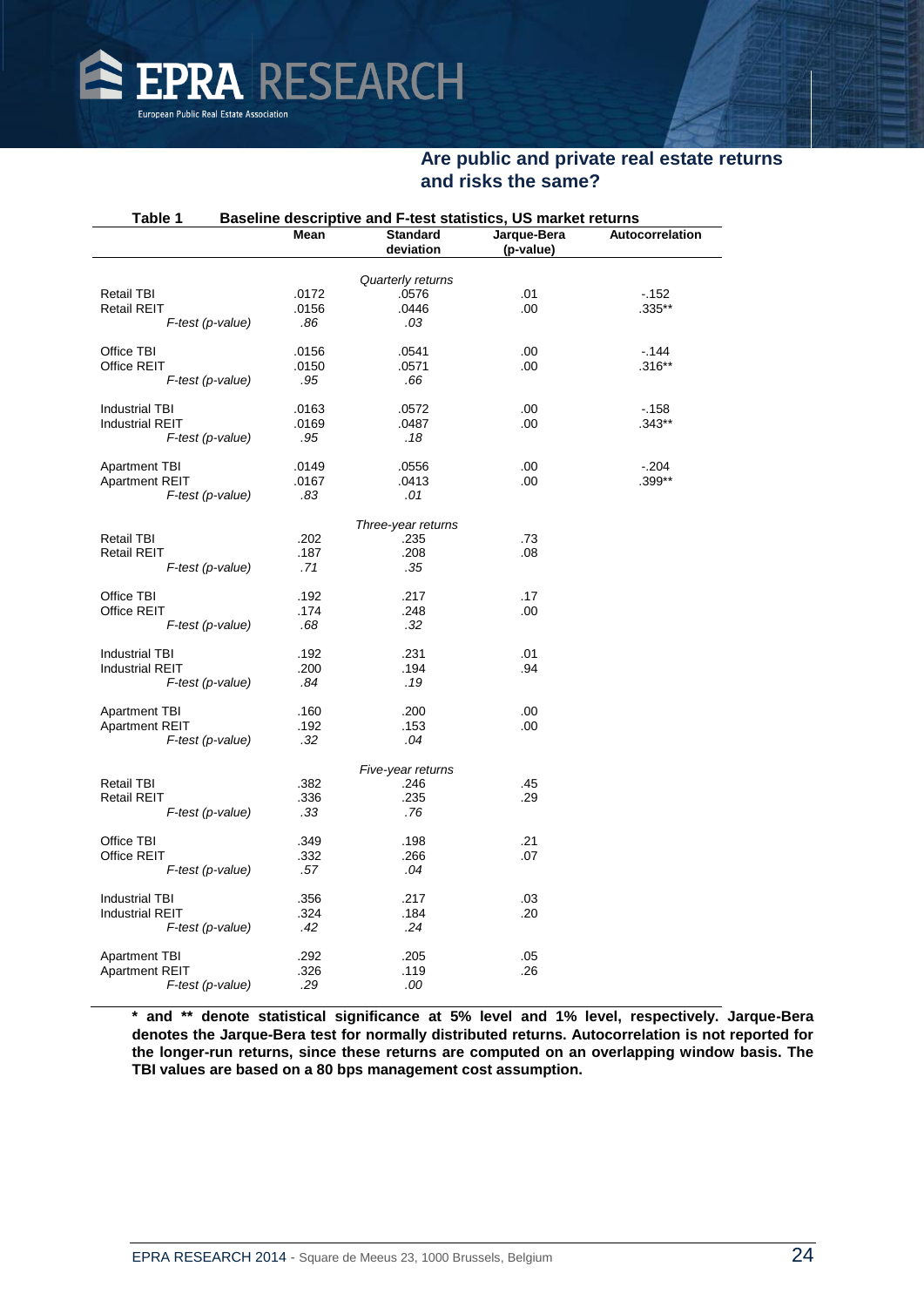**Are public and private real estate returns and risks the same?**

**Table 1 Baseline descriptive and F-test statistics, US market returns**

| | Mean | Standard deviation | Jarque-Bera (p-value) | Autocorrelation |
|---|---|---|---|---|
| | | *Quarterly returns* | | |
| Retail TBI | .0172 | .0576 | .01 | -.152 |
| Retail REIT | .0156 | .0446 | .00 | .335** |
| *F-test (p-value)* | *.86* | *.03* | | |
| Office TBI | .0156 | .0541 | .00 | -.144 |
| Office REIT | .0150 | .0571 | .00 | .316** |
| *F-test (p-value)* | *.95* | *.66* | | |
| Industrial TBI | .0163 | .0572 | .00 | -.158 |
| Industrial REIT | .0169 | .0487 | .00 | .343** |
| *F-test (p-value)* | *.95* | *.18* | | |
| Apartment TBI | .0149 | .0556 | .00 | -.204 |
| Apartment REIT | .0167 | .0413 | .00 | .399** |
| *F-test (p-value)* | *.83* | *.01* | | |
| | | *Three-year returns* | | |
| Retail TBI | .202 | .235 | .73 | |
| Retail REIT | .187 | .208 | .08 | |
| *F-test (p-value)* | *.71* | *.35* | | |
| Office TBI | .192 | .217 | .17 | |
| Office REIT | .174 | .248 | .00 | |
| *F-test (p-value)* | *.68* | *.32* | | |
| Industrial TBI | .192 | .231 | .01 | |
| Industrial REIT | .200 | .194 | .94 | |
| *F-test (p-value)* | *.84* | *.19* | | |
| Apartment TBI | .160 | .200 | .00 | |
| Apartment REIT | .192 | .153 | .00 | |
| *F-test (p-value)* | *.32* | *.04* | | |
| | | *Five-year returns* | | |
| Retail TBI | .382 | .246 | .45 | |
| Retail REIT | .336 | .235 | .29 | |
| *F-test (p-value)* | *.33* | *.76* | | |
| Office TBI | .349 | .198 | .21 | |
| Office REIT | .332 | .266 | .07 | |
| *F-test (p-value)* | *.57* | *.04* | | |
| Industrial TBI | .356 | .217 | .03 | |
| Industrial REIT | .324 | .184 | .20 | |
| *F-test (p-value)* | *.42* | *.24* | | |
| Apartment TBI | .292 | .205 | .05 | |
| Apartment REIT | .326 | .119 | .26 | |
| *F-test (p-value)* | *.29* | *.00* | | |

**\* and \*\* denote statistical significance at 5% level and 1% level, respectively. Jarque-Bera denotes the Jarque-Bera test for normally distributed returns. Autocorrelation is not reported for the longer-run returns, since these returns are computed on an overlapping window basis. The TBI values are based on a 80 bps management cost assumption.**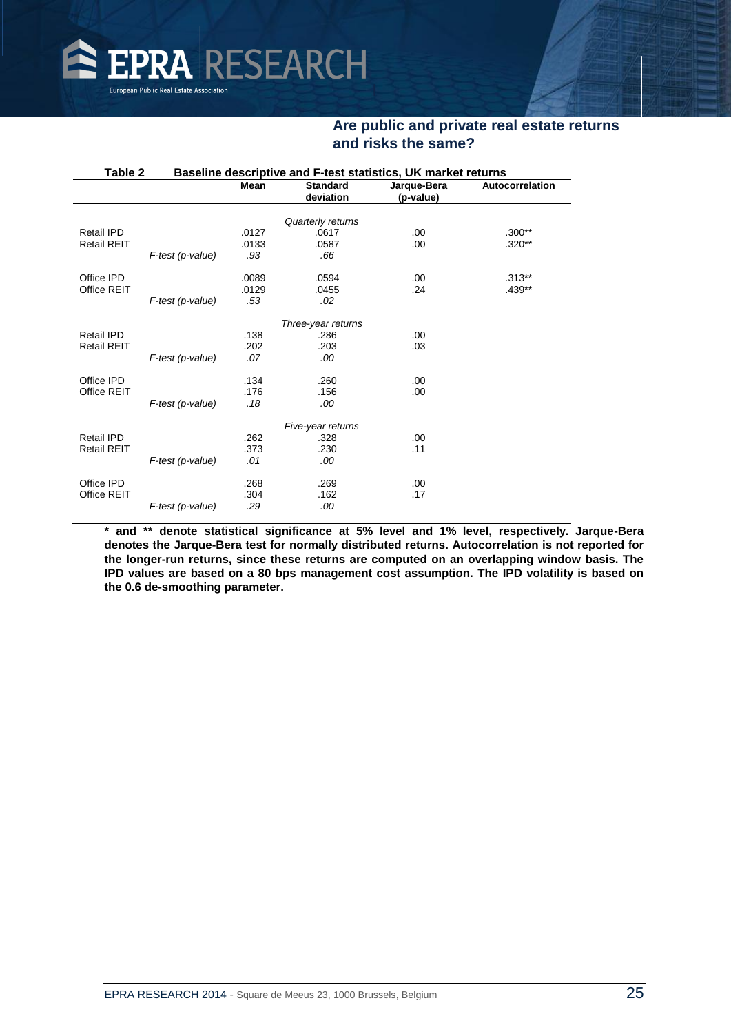**Table 2 Baseline descriptive and F-test statistics, UK market returns**

| | | Mean | Standard deviation | Jarque-Bera (p-value) | Autocorrelation |
|---|---|---|---|---|---|
| | | | *Quarterly returns* | | |
| Retail IPD | | .0127 | .0617 | .00 | .300** |
| Retail REIT | | .0133 | .0587 | .00 | .320** |
| | *F-test (p-value)* | *.93* | *.66* | | |
| Office IPD | | .0089 | .0594 | .00 | .313** |
| Office REIT | | .0129 | .0455 | .24 | .439** |
| | *F-test (p-value)* | *.53* | *.02* | | |
| | | | *Three-year returns* | | |
| Retail IPD | | .138 | .286 | .00 | |
| Retail REIT | | .202 | .203 | .03 | |
| | *F-test (p-value)* | *.07* | *.00* | | |
| Office IPD | | .134 | .260 | .00 | |
| Office REIT | | .176 | .156 | .00 | |
| | *F-test (p-value)* | *.18* | *.00* | | |
| | | | *Five-year returns* | | |
| Retail IPD | | .262 | .328 | .00 | |
| Retail REIT | | .373 | .230 | .11 | |
| | *F-test (p-value)* | *.01* | *.00* | | |
| Office IPD | | .268 | .269 | .00 | |
| Office REIT | | .304 | .162 | .17 | |
| | *F-test (p-value)* | *.29* | *.00* | | |

**\* and \*\* denote statistical significance at 5% level and 1% level, respectively. Jarque-Bera denotes the Jarque-Bera test for normally distributed returns. Autocorrelation is not reported for the longer-run returns, since these returns are computed on an overlapping window basis. The IPD values are based on a 80 bps management cost assumption. The IPD volatility is based on the 0.6 de-smoothing parameter.**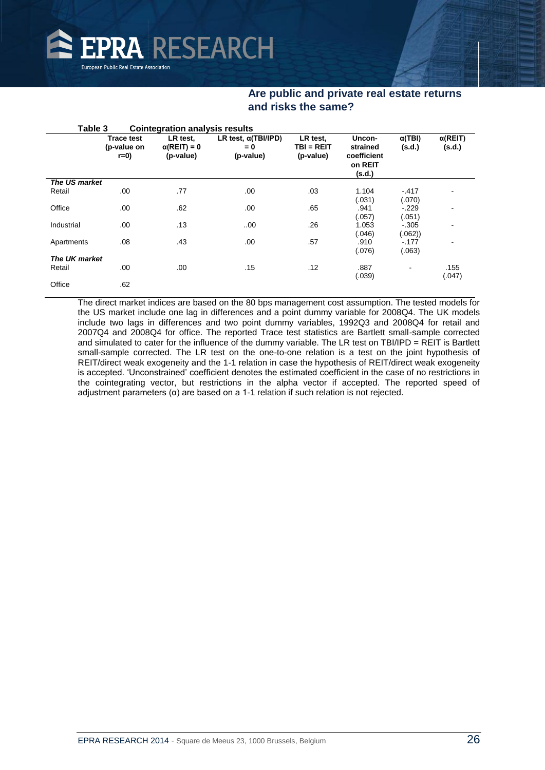**Table 3 Cointegration analysis results**

| | Trace test (p-value on r=0) | LR test, $\alpha(REIT) = 0$ (p-value) | LR test, $\alpha(TBI/IPD) = 0$ (p-value) | LR test, TBI = REIT (p-value) | Unconstrained coefficient on REIT (s.d.) | $\alpha(TBI)$ (s.d.) | $\alpha(REIT)$ (s.d.) |
|---|---|---|---|---|---|---|---|
| ***The US market*** | | | | | | | |
| Retail | .00 | .77 | .00 | .03 | 1.104 (.031) | -.417 (.070) | - |
| Office | .00 | .62 | .00 | .65 | .941 (.057) | -.229 (.051) | - |
| Industrial | .00 | .13 | ..00 | .26 | 1.053 (.046) | -.305 (.062)) | - |
| Apartments | .08 | .43 | .00 | .57 | .910 (.076) | -.177 (.063) | - |
| ***The UK market*** | | | | | | | |
| Retail | .00 | .00 | .15 | .12 | .887 (.039) | - | .155 (.047) |
| Office | .62 | | | | | | |

The direct market indices are based on the 80 bps management cost assumption. The tested models for the US market include one lag in differences and a point dummy variable for 2008Q4. The UK models include two lags in differences and two point dummy variables, 1992Q3 and 2008Q4 for retail and 2007Q4 and 2008Q4 for office. The reported Trace test statistics are Bartlett small-sample corrected and simulated to cater for the influence of the dummy variable. The LR test on TBI/IPD = REIT is Bartlett small-sample corrected. The LR test on the one-to-one relation is a test on the joint hypothesis of REIT/direct weak exogeneity and the 1-1 relation in case the hypothesis of REIT/direct weak exogeneity is accepted. 'Unconstrained' coefficient denotes the estimated coefficient in the case of no restrictions in the cointegrating vector, but restrictions in the alpha vector if accepted. The reported speed of adjustment parameters ($\alpha$) are based on a 1-1 relation if such relation is not rejected.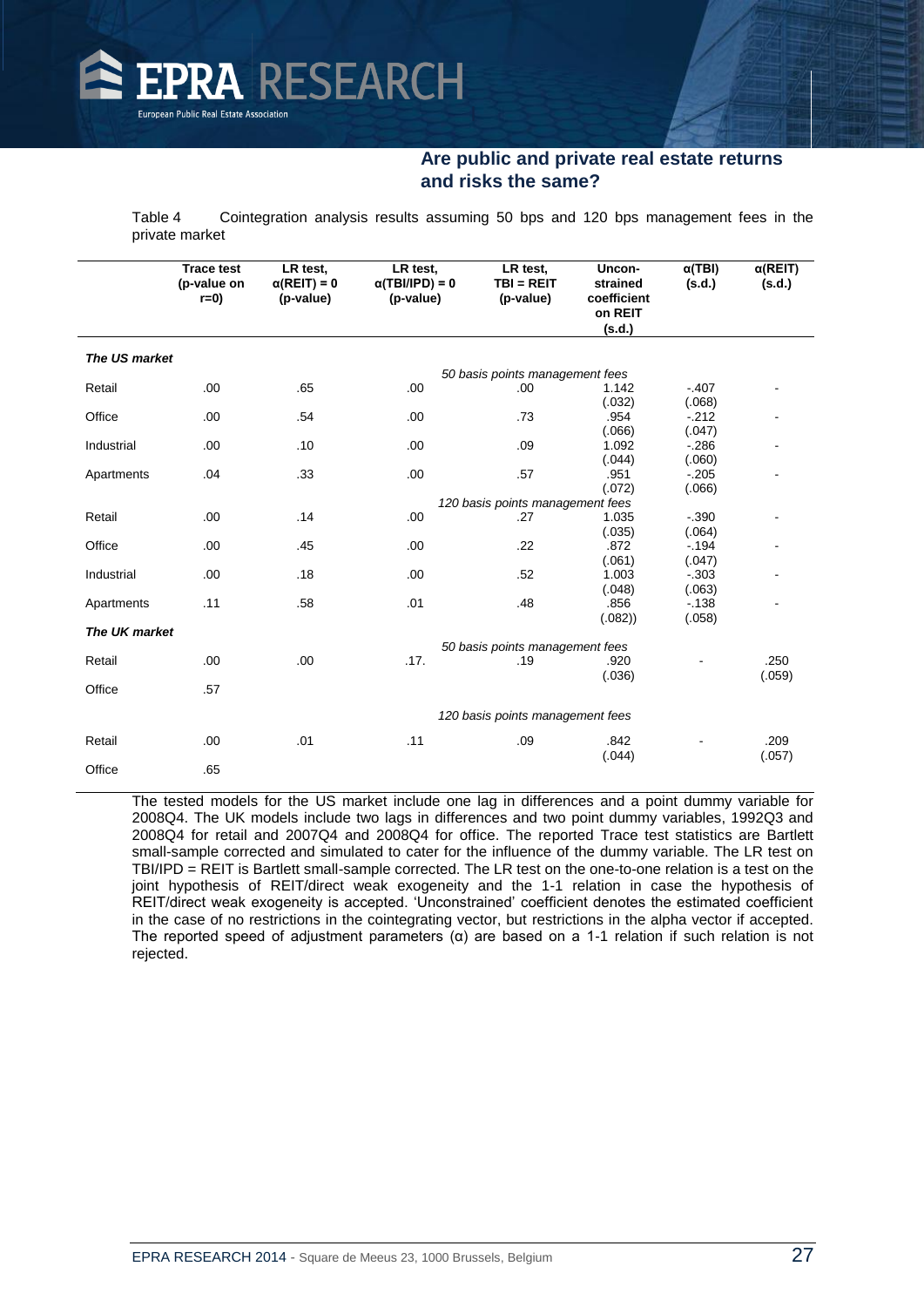Table 4 Cointegration analysis results assuming 50 bps and 120 bps management fees in the private market

| | Trace test (p-value on r=0) | LR test, α(REIT) = 0 (p-value) | LR test, α(TBI/IPD) = 0 (p-value) | LR test, TBI = REIT (p-value) | Uncon-strained coefficient on REIT (s.d.) | α(TBI) (s.d.) | α(REIT) (s.d.) |
|---|---|---|---|---|---|---|---|
| ***The US market*** | | | | | | | |
| | | | | *50 basis points management fees* | | | |
| Retail | .00 | .65 | .00 | .00 | 1.142 (.032) | -.407 (.068) | - |
| Office | .00 | .54 | .00 | .73 | .954 (.066) | -.212 (.047) | - |
| Industrial | .00 | .10 | .00 | .09 | 1.092 (.044) | -.286 (.060) | - |
| Apartments | .04 | .33 | .00 | .57 | .951 (.072) | -.205 (.066) | - |
| | | | | *120 basis points management fees* | | | |
| Retail | .00 | .14 | .00 | .27 | 1.035 (.035) | -.390 (.064) | - |
| Office | .00 | .45 | .00 | .22 | .872 (.061) | -.194 (.047) | - |
| Industrial | .00 | .18 | .00 | .52 | 1.003 (.048) | -.303 (.063) | - |
| Apartments | .11 | .58 | .01 | .48 | .856 (.082)) | -.138 (.058) | - |
| ***The UK market*** | | | | | | | |
| | | | | *50 basis points management fees* | | | |
| Retail | .00 | .00 | .17. | .19 | .920 (.036) | - | .250 (.059) |
| Office | .57 | | | | | | |
| | | | | *120 basis points management fees* | | | |
| Retail | .00 | .01 | .11 | .09 | .842 (.044) | - | .209 (.057) |
| Office | .65 | | | | | | |

The tested models for the US market include one lag in differences and a point dummy variable for 2008Q4. The UK models include two lags in differences and two point dummy variables, 1992Q3 and 2008Q4 for retail and 2007Q4 and 2008Q4 for office. The reported Trace test statistics are Bartlett small-sample corrected and simulated to cater for the influence of the dummy variable. The LR test on TBI/IPD = REIT is Bartlett small-sample corrected. The LR test on the one-to-one relation is a test on the joint hypothesis of REIT/direct weak exogeneity and the 1-1 relation in case the hypothesis of REIT/direct weak exogeneity is accepted. 'Unconstrained' coefficient denotes the estimated coefficient in the case of no restrictions in the cointegrating vector, but restrictions in the alpha vector if accepted. The reported speed of adjustment parameters (α) are based on a 1-1 relation if such relation is not rejected.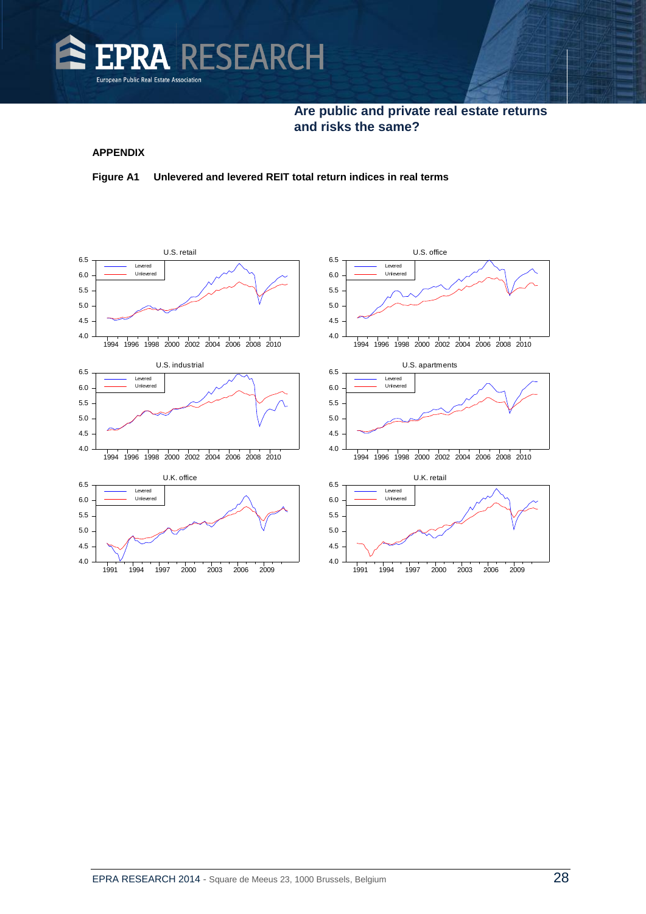**Are public and private real estate returns and risks the same?**

**APPENDIX**

**Figure A1 Unlevered and levered REIT total return indices in real terms**

U.S. retail

6.5
6.0
5.5
5.0
4.5
4.0

Levered
Unlevered

1994 1996 1998 2000 2002 2004 2006 2008 2010

U.S. office

6.5
6.0
5.5
5.0
4.5
4.0

Levered
Unlevered

1994 1996 1998 2000 2002 2004 2006 2008 2010

U.S. industrial

6.5
6.0
5.5
5.0
4.5
4.0

Levered
Unlevered

1994 1996 1998 2000 2002 2004 2006 2008 2010

U.S. apartments

6.5
6.0
5.5
5.0
4.5
4.0

Levered
Unlevered

1994 1996 1998 2000 2002 2004 2006 2008 2010

U.K. office

6.5
6.0
5.5
5.0
4.5
4.0

Levered
Unlevered

1991 1994 1997 2000 2003 2006 2009

U.K. retail

6.5
6.0
5.5
5.0
4.5
4.0

Levered
Unlevered

1991 1994 1997 2000 2003 2006 2009